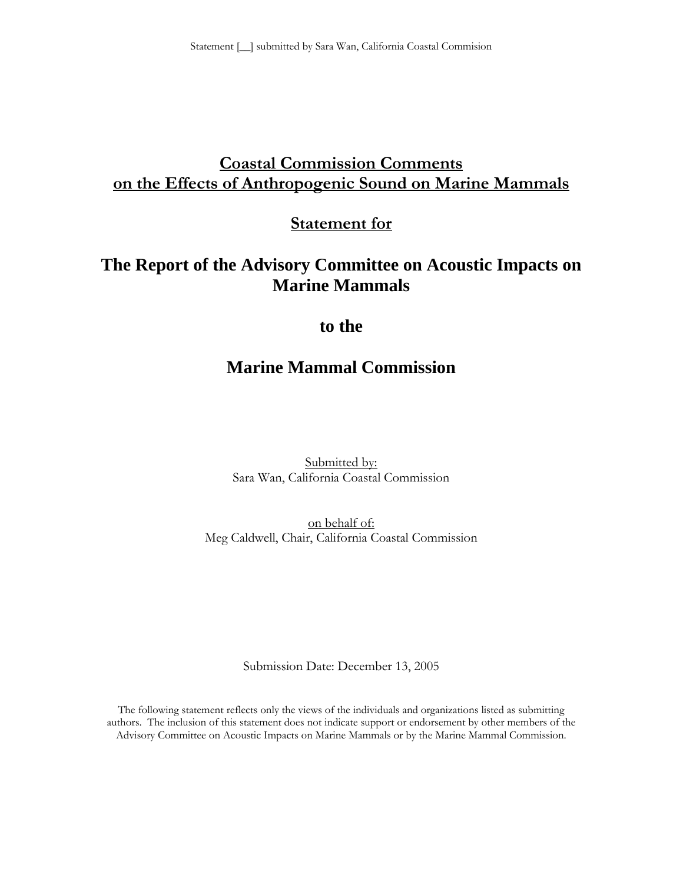# Coastal Commission Comments on the Effects of Anthropogenic Sound on Marine Mammals

## Statement for

## The Report of the Advisory Committee on Acoustic Impacts on Marine Mammals

## to the

## Marine Mammal Commission

Submitted by:
Sara Wan, California Coastal Commission

on behalf of:
Meg Caldwell, Chair, California Coastal Commission

Submission Date: December 13, 2005

The following statement reflects only the views of the individuals and organizations listed as submitting authors. The inclusion of this statement does not indicate support or endorsement by other members of the Advisory Committee on Acoustic Impacts on Marine Mammals or by the Marine Mammal Commission.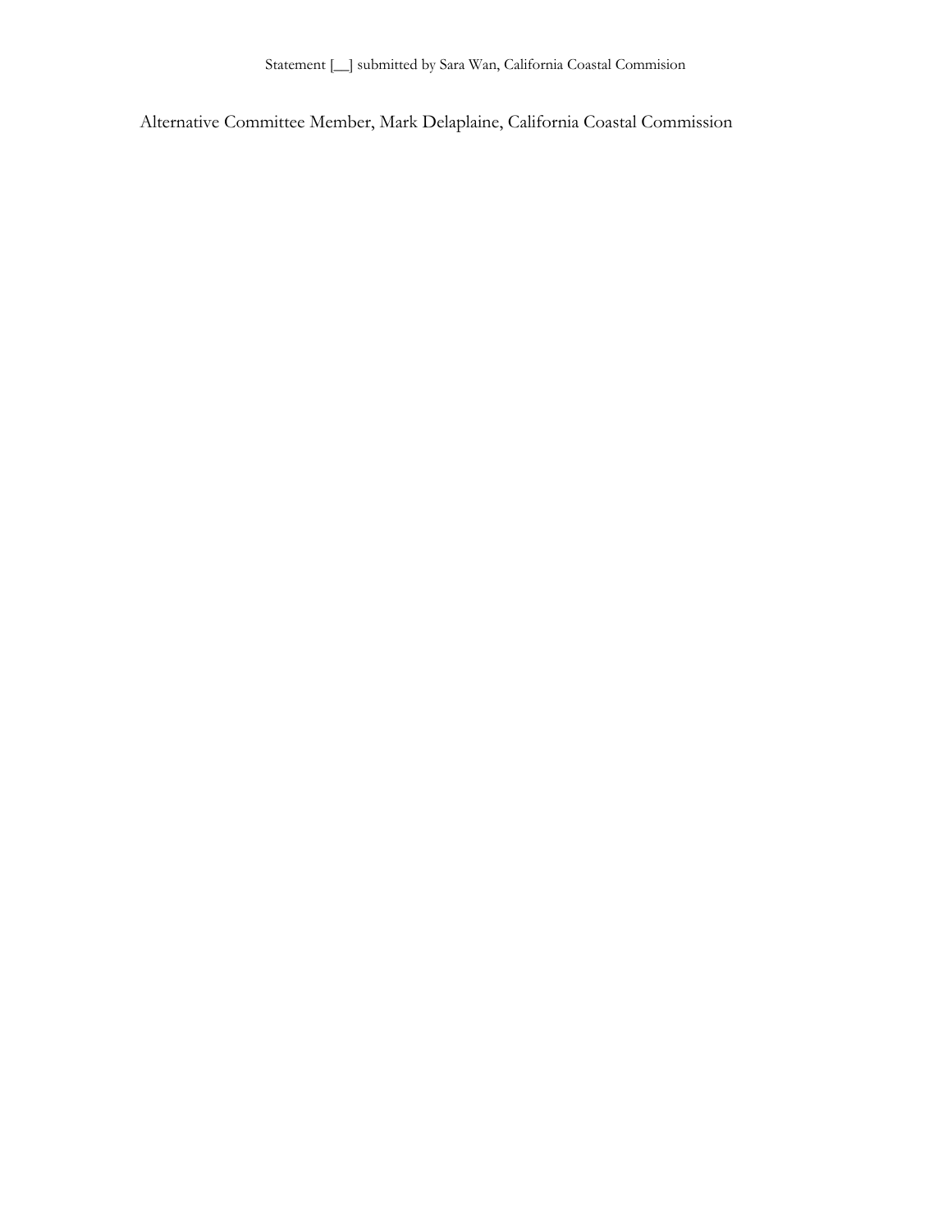Alternative Committee Member, Mark Delaplaine, California Coastal Commission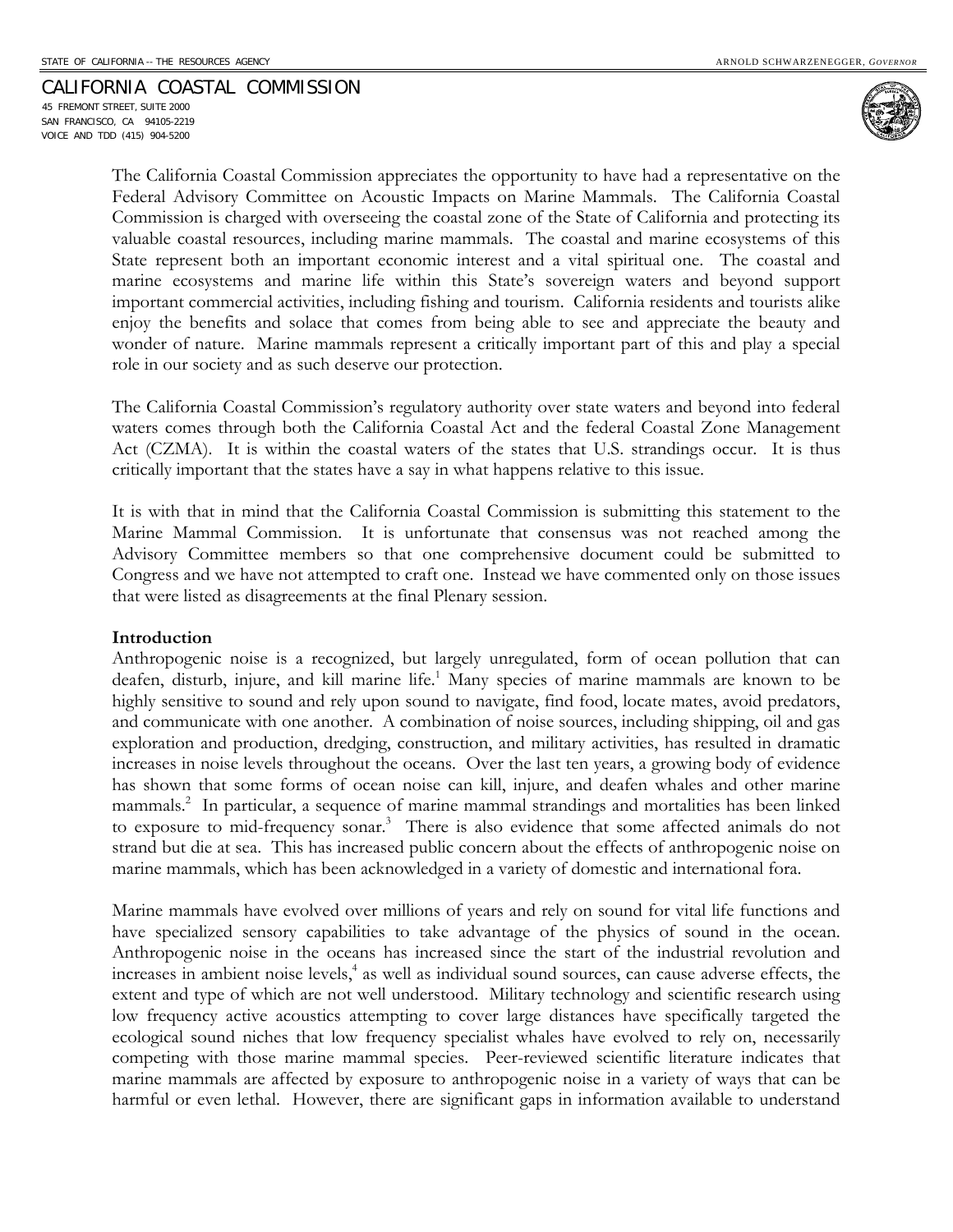STATE OF CALIFORNIA -- THE RESOURCES AGENCY — ARNOLD SCHWARZENEGGER, *GOVERNOR*

CALIFORNIA COASTAL COMMISSION
45 FREMONT STREET, SUITE 2000
SAN FRANCISCO, CA 94105-2219
VOICE AND TDD (415) 904-5200

The California Coastal Commission appreciates the opportunity to have had a representative on the Federal Advisory Committee on Acoustic Impacts on Marine Mammals. The California Coastal Commission is charged with overseeing the coastal zone of the State of California and protecting its valuable coastal resources, including marine mammals. The coastal and marine ecosystems of this State represent both an important economic interest and a vital spiritual one. The coastal and marine ecosystems and marine life within this State's sovereign waters and beyond support important commercial activities, including fishing and tourism. California residents and tourists alike enjoy the benefits and solace that comes from being able to see and appreciate the beauty and wonder of nature. Marine mammals represent a critically important part of this and play a special role in our society and as such deserve our protection.

The California Coastal Commission's regulatory authority over state waters and beyond into federal waters comes through both the California Coastal Act and the federal Coastal Zone Management Act (CZMA). It is within the coastal waters of the states that U.S. strandings occur. It is thus critically important that the states have a say in what happens relative to this issue.

It is with that in mind that the California Coastal Commission is submitting this statement to the Marine Mammal Commission. It is unfortunate that consensus was not reached among the Advisory Committee members so that one comprehensive document could be submitted to Congress and we have not attempted to craft one. Instead we have commented only on those issues that were listed as disagreements at the final Plenary session.

**Introduction**

Anthropogenic noise is a recognized, but largely unregulated, form of ocean pollution that can deafen, disturb, injure, and kill marine life.[1] Many species of marine mammals are known to be highly sensitive to sound and rely upon sound to navigate, find food, locate mates, avoid predators, and communicate with one another. A combination of noise sources, including shipping, oil and gas exploration and production, dredging, construction, and military activities, has resulted in dramatic increases in noise levels throughout the oceans. Over the last ten years, a growing body of evidence has shown that some forms of ocean noise can kill, injure, and deafen whales and other marine mammals.[2] In particular, a sequence of marine mammal strandings and mortalities has been linked to exposure to mid-frequency sonar.[3] There is also evidence that some affected animals do not strand but die at sea. This has increased public concern about the effects of anthropogenic noise on marine mammals, which has been acknowledged in a variety of domestic and international fora.

Marine mammals have evolved over millions of years and rely on sound for vital life functions and have specialized sensory capabilities to take advantage of the physics of sound in the ocean. Anthropogenic noise in the oceans has increased since the start of the industrial revolution and increases in ambient noise levels,[4] as well as individual sound sources, can cause adverse effects, the extent and type of which are not well understood. Military technology and scientific research using low frequency active acoustics attempting to cover large distances have specifically targeted the ecological sound niches that low frequency specialist whales have evolved to rely on, necessarily competing with those marine mammal species. Peer-reviewed scientific literature indicates that marine mammals are affected by exposure to anthropogenic noise in a variety of ways that can be harmful or even lethal. However, there are significant gaps in information available to understand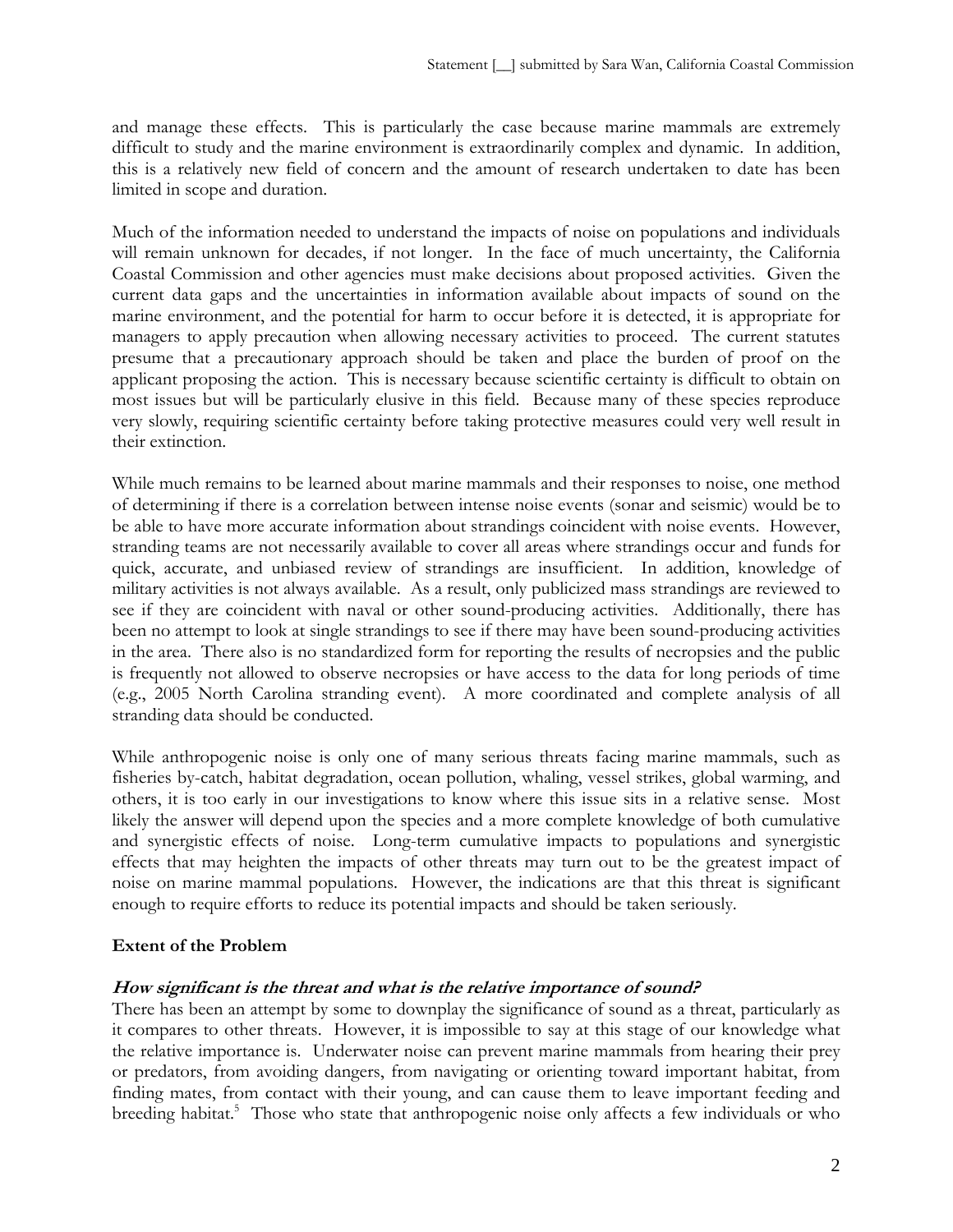and manage these effects. This is particularly the case because marine mammals are extremely difficult to study and the marine environment is extraordinarily complex and dynamic. In addition, this is a relatively new field of concern and the amount of research undertaken to date has been limited in scope and duration.

Much of the information needed to understand the impacts of noise on populations and individuals will remain unknown for decades, if not longer. In the face of much uncertainty, the California Coastal Commission and other agencies must make decisions about proposed activities. Given the current data gaps and the uncertainties in information available about impacts of sound on the marine environment, and the potential for harm to occur before it is detected, it is appropriate for managers to apply precaution when allowing necessary activities to proceed. The current statutes presume that a precautionary approach should be taken and place the burden of proof on the applicant proposing the action. This is necessary because scientific certainty is difficult to obtain on most issues but will be particularly elusive in this field. Because many of these species reproduce very slowly, requiring scientific certainty before taking protective measures could very well result in their extinction.

While much remains to be learned about marine mammals and their responses to noise, one method of determining if there is a correlation between intense noise events (sonar and seismic) would be to be able to have more accurate information about strandings coincident with noise events. However, stranding teams are not necessarily available to cover all areas where strandings occur and funds for quick, accurate, and unbiased review of strandings are insufficient. In addition, knowledge of military activities is not always available. As a result, only publicized mass strandings are reviewed to see if they are coincident with naval or other sound-producing activities. Additionally, there has been no attempt to look at single strandings to see if there may have been sound-producing activities in the area. There also is no standardized form for reporting the results of necropsies and the public is frequently not allowed to observe necropsies or have access to the data for long periods of time (e.g., 2005 North Carolina stranding event). A more coordinated and complete analysis of all stranding data should be conducted.

While anthropogenic noise is only one of many serious threats facing marine mammals, such as fisheries by-catch, habitat degradation, ocean pollution, whaling, vessel strikes, global warming, and others, it is too early in our investigations to know where this issue sits in a relative sense. Most likely the answer will depend upon the species and a more complete knowledge of both cumulative and synergistic effects of noise. Long-term cumulative impacts to populations and synergistic effects that may heighten the impacts of other threats may turn out to be the greatest impact of noise on marine mammal populations. However, the indications are that this threat is significant enough to require efforts to reduce its potential impacts and should be taken seriously.

## Extent of the Problem

### *How significant is the threat and what is the relative importance of sound?*

There has been an attempt by some to downplay the significance of sound as a threat, particularly as it compares to other threats. However, it is impossible to say at this stage of our knowledge what the relative importance is. Underwater noise can prevent marine mammals from hearing their prey or predators, from avoiding dangers, from navigating or orienting toward important habitat, from finding mates, from contact with their young, and can cause them to leave important feeding and breeding habitat.[5] Those who state that anthropogenic noise only affects a few individuals or who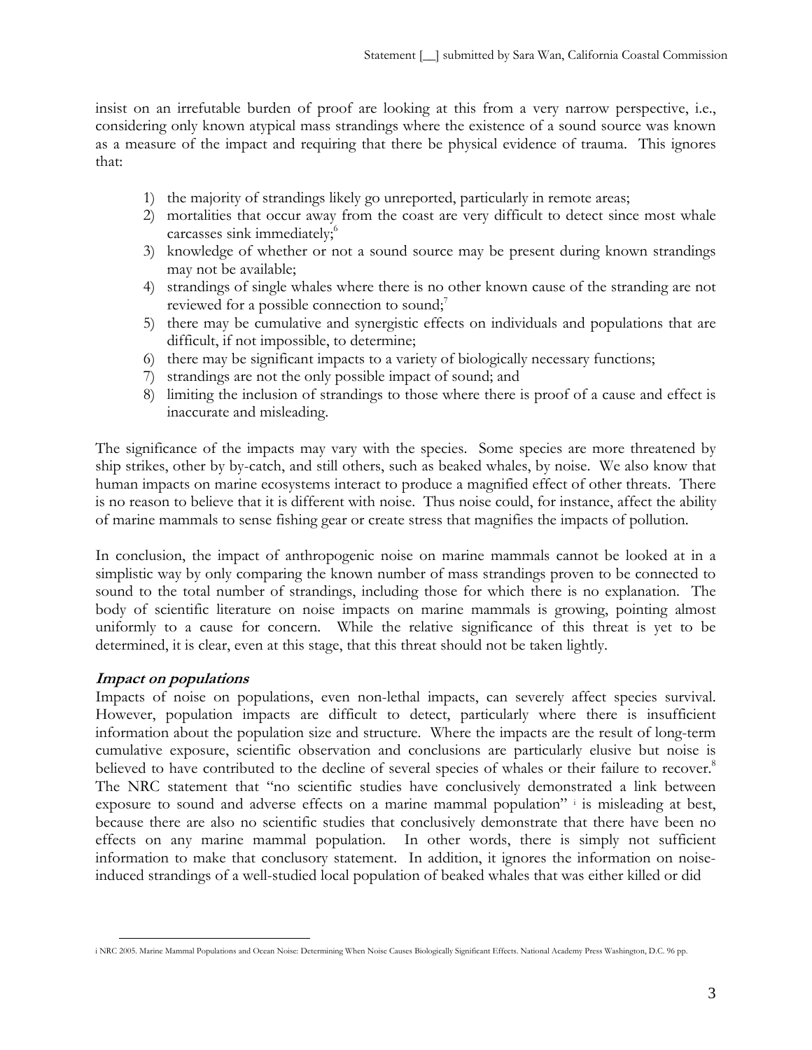insist on an irrefutable burden of proof are looking at this from a very narrow perspective, i.e., considering only known atypical mass strandings where the existence of a sound source was known as a measure of the impact and requiring that there be physical evidence of trauma. This ignores that:

1) the majority of strandings likely go unreported, particularly in remote areas;
2) mortalities that occur away from the coast are very difficult to detect since most whale carcasses sink immediately;[6]
3) knowledge of whether or not a sound source may be present during known strandings may not be available;
4) strandings of single whales where there is no other known cause of the stranding are not reviewed for a possible connection to sound;[7]
5) there may be cumulative and synergistic effects on individuals and populations that are difficult, if not impossible, to determine;
6) there may be significant impacts to a variety of biologically necessary functions;
7) strandings are not the only possible impact of sound; and
8) limiting the inclusion of strandings to those where there is proof of a cause and effect is inaccurate and misleading.

The significance of the impacts may vary with the species. Some species are more threatened by ship strikes, other by by-catch, and still others, such as beaked whales, by noise. We also know that human impacts on marine ecosystems interact to produce a magnified effect of other threats. There is no reason to believe that it is different with noise. Thus noise could, for instance, affect the ability of marine mammals to sense fishing gear or create stress that magnifies the impacts of pollution.

In conclusion, the impact of anthropogenic noise on marine mammals cannot be looked at in a simplistic way by only comparing the known number of mass strandings proven to be connected to sound to the total number of strandings, including those for which there is no explanation. The body of scientific literature on noise impacts on marine mammals is growing, pointing almost uniformly to a cause for concern. While the relative significance of this threat is yet to be determined, it is clear, even at this stage, that this threat should not be taken lightly.

### *Impact on populations*

Impacts of noise on populations, even non-lethal impacts, can severely affect species survival. However, population impacts are difficult to detect, particularly where there is insufficient information about the population size and structure. Where the impacts are the result of long-term cumulative exposure, scientific observation and conclusions are particularly elusive but noise is believed to have contributed to the decline of several species of whales or their failure to recover.[8] The NRC statement that "no scientific studies have conclusively demonstrated a link between exposure to sound and adverse effects on a marine mammal population" [i] is misleading at best, because there are also no scientific studies that conclusively demonstrate that there have been no effects on any marine mammal population. In other words, there is simply not sufficient information to make that conclusory statement. In addition, it ignores the information on noise-induced strandings of a well-studied local population of beaked whales that was either killed or did

---

i NRC 2005. Marine Mammal Populations and Ocean Noise: Determining When Noise Causes Biologically Significant Effects. National Academy Press Washington, D.C. 96 pp.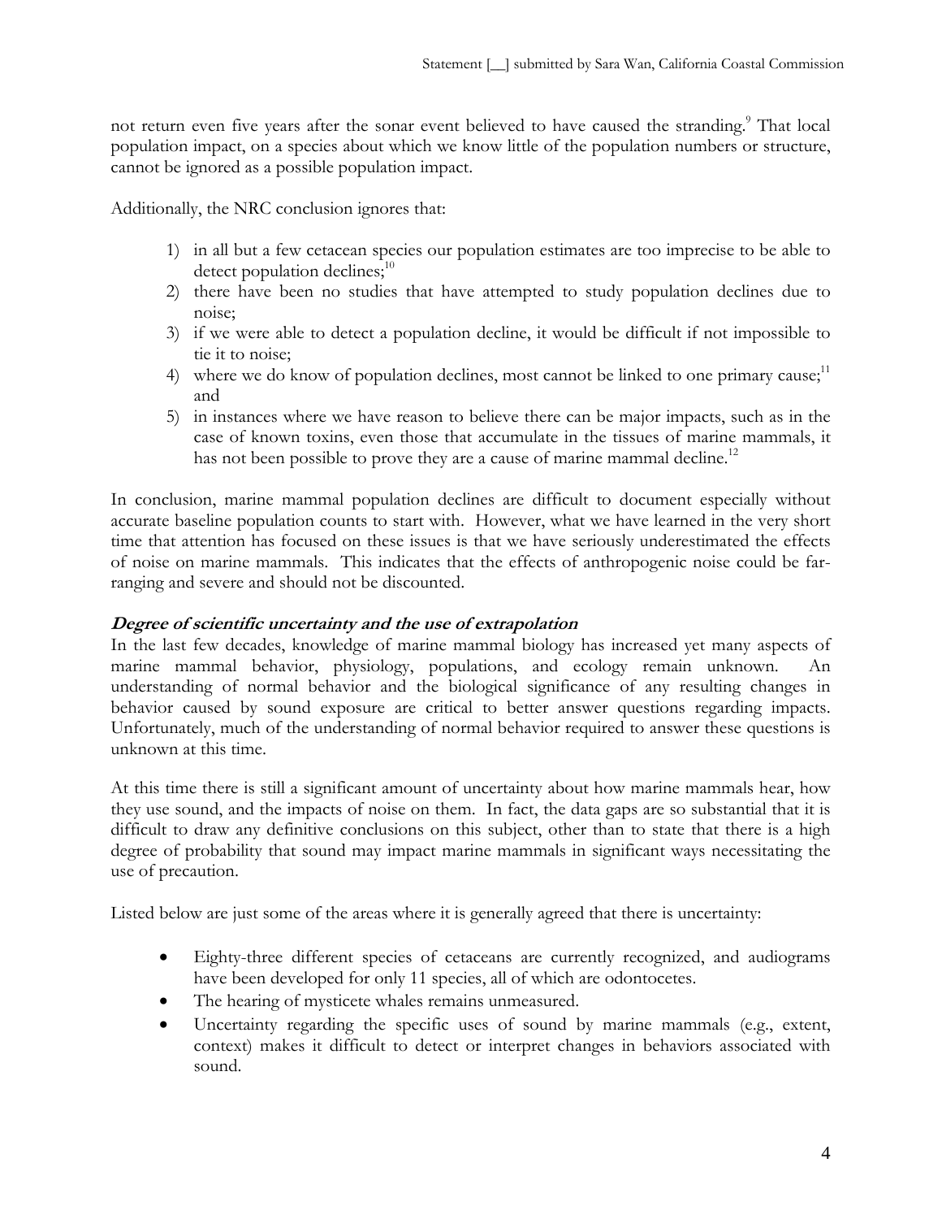not return even five years after the sonar event believed to have caused the stranding.[9] That local population impact, on a species about which we know little of the population numbers or structure, cannot be ignored as a possible population impact.

Additionally, the NRC conclusion ignores that:

1) in all but a few cetacean species our population estimates are too imprecise to be able to detect population declines;[10]
2) there have been no studies that have attempted to study population declines due to noise;
3) if we were able to detect a population decline, it would be difficult if not impossible to tie it to noise;
4) where we do know of population declines, most cannot be linked to one primary cause;[11] and
5) in instances where we have reason to believe there can be major impacts, such as in the case of known toxins, even those that accumulate in the tissues of marine mammals, it has not been possible to prove they are a cause of marine mammal decline.[12]

In conclusion, marine mammal population declines are difficult to document especially without accurate baseline population counts to start with. However, what we have learned in the very short time that attention has focused on these issues is that we have seriously underestimated the effects of noise on marine mammals. This indicates that the effects of anthropogenic noise could be far-ranging and severe and should not be discounted.

***Degree of scientific uncertainty and the use of extrapolation***

In the last few decades, knowledge of marine mammal biology has increased yet many aspects of marine mammal behavior, physiology, populations, and ecology remain unknown. An understanding of normal behavior and the biological significance of any resulting changes in behavior caused by sound exposure are critical to better answer questions regarding impacts. Unfortunately, much of the understanding of normal behavior required to answer these questions is unknown at this time.

At this time there is still a significant amount of uncertainty about how marine mammals hear, how they use sound, and the impacts of noise on them. In fact, the data gaps are so substantial that it is difficult to draw any definitive conclusions on this subject, other than to state that there is a high degree of probability that sound may impact marine mammals in significant ways necessitating the use of precaution.

Listed below are just some of the areas where it is generally agreed that there is uncertainty:

- Eighty-three different species of cetaceans are currently recognized, and audiograms have been developed for only 11 species, all of which are odontocetes.
- The hearing of mysticete whales remains unmeasured.
- Uncertainty regarding the specific uses of sound by marine mammals (e.g., extent, context) makes it difficult to detect or interpret changes in behaviors associated with sound.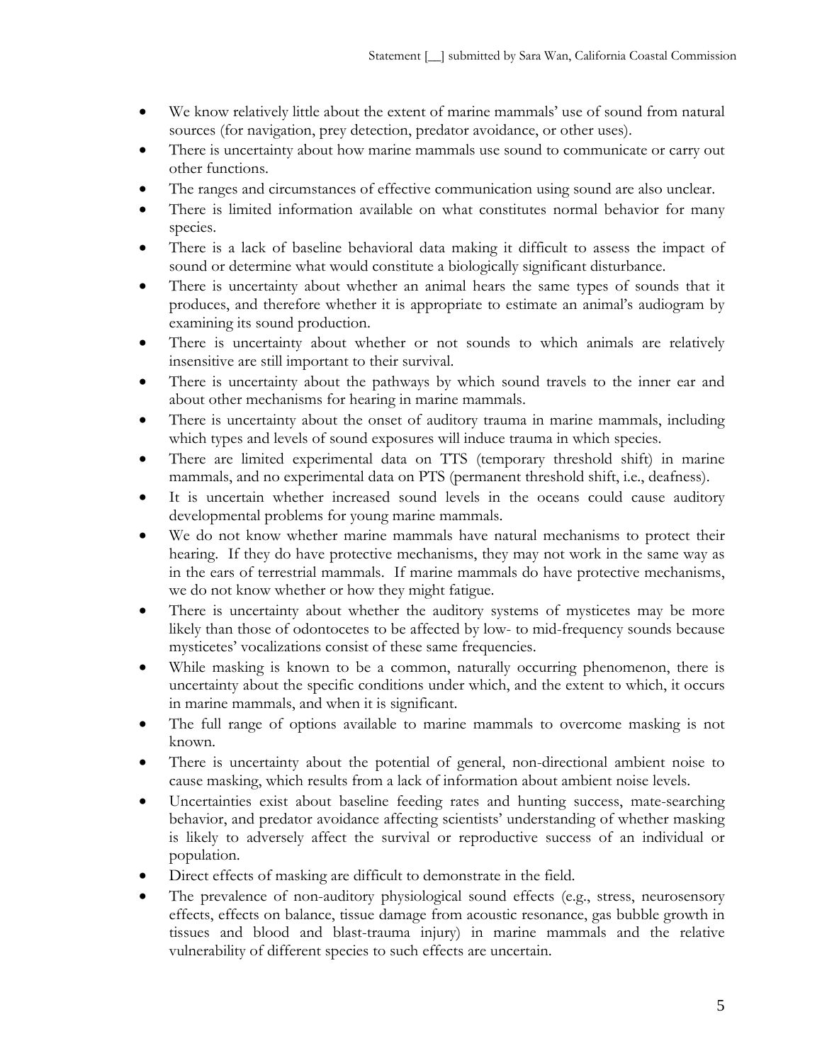- We know relatively little about the extent of marine mammals' use of sound from natural sources (for navigation, prey detection, predator avoidance, or other uses).
- There is uncertainty about how marine mammals use sound to communicate or carry out other functions.
- The ranges and circumstances of effective communication using sound are also unclear.
- There is limited information available on what constitutes normal behavior for many species.
- There is a lack of baseline behavioral data making it difficult to assess the impact of sound or determine what would constitute a biologically significant disturbance.
- There is uncertainty about whether an animal hears the same types of sounds that it produces, and therefore whether it is appropriate to estimate an animal's audiogram by examining its sound production.
- There is uncertainty about whether or not sounds to which animals are relatively insensitive are still important to their survival.
- There is uncertainty about the pathways by which sound travels to the inner ear and about other mechanisms for hearing in marine mammals.
- There is uncertainty about the onset of auditory trauma in marine mammals, including which types and levels of sound exposures will induce trauma in which species.
- There are limited experimental data on TTS (temporary threshold shift) in marine mammals, and no experimental data on PTS (permanent threshold shift, i.e., deafness).
- It is uncertain whether increased sound levels in the oceans could cause auditory developmental problems for young marine mammals.
- We do not know whether marine mammals have natural mechanisms to protect their hearing. If they do have protective mechanisms, they may not work in the same way as in the ears of terrestrial mammals. If marine mammals do have protective mechanisms, we do not know whether or how they might fatigue.
- There is uncertainty about whether the auditory systems of mysticetes may be more likely than those of odontocetes to be affected by low- to mid-frequency sounds because mysticetes' vocalizations consist of these same frequencies.
- While masking is known to be a common, naturally occurring phenomenon, there is uncertainty about the specific conditions under which, and the extent to which, it occurs in marine mammals, and when it is significant.
- The full range of options available to marine mammals to overcome masking is not known.
- There is uncertainty about the potential of general, non-directional ambient noise to cause masking, which results from a lack of information about ambient noise levels.
- Uncertainties exist about baseline feeding rates and hunting success, mate-searching behavior, and predator avoidance affecting scientists' understanding of whether masking is likely to adversely affect the survival or reproductive success of an individual or population.
- Direct effects of masking are difficult to demonstrate in the field.
- The prevalence of non-auditory physiological sound effects (e.g., stress, neurosensory effects, effects on balance, tissue damage from acoustic resonance, gas bubble growth in tissues and blood and blast-trauma injury) in marine mammals and the relative vulnerability of different species to such effects are uncertain.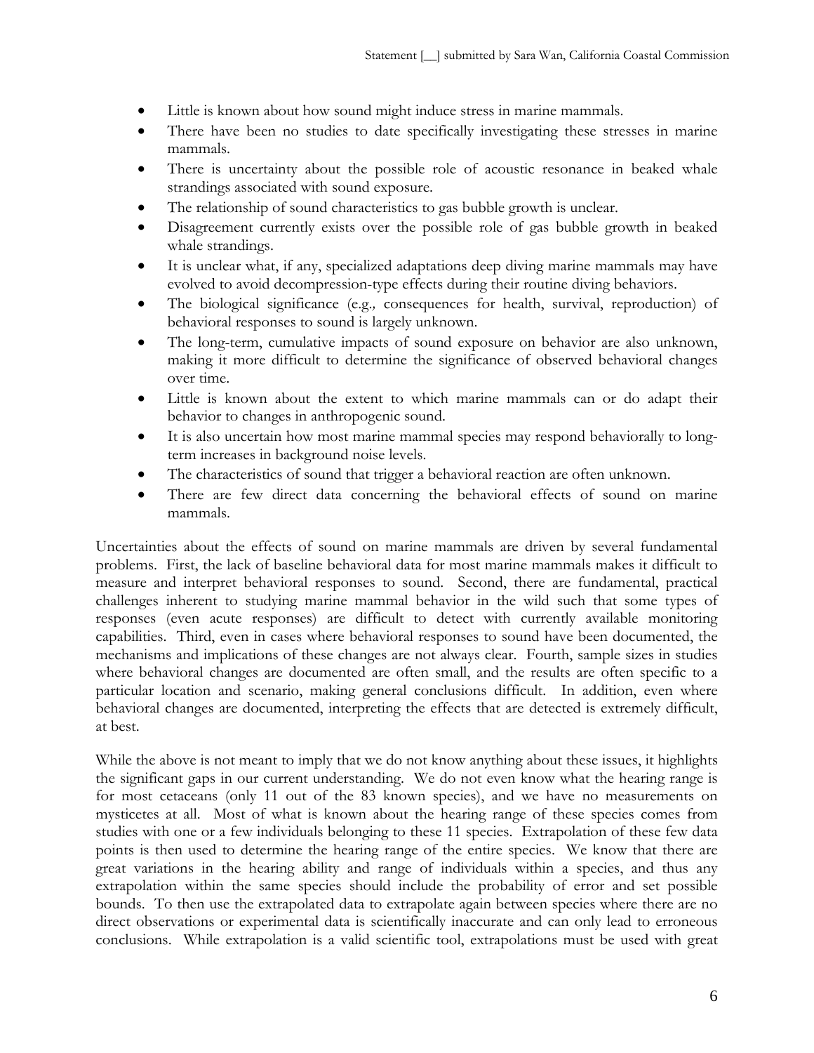- Little is known about how sound might induce stress in marine mammals.
- There have been no studies to date specifically investigating these stresses in marine mammals.
- There is uncertainty about the possible role of acoustic resonance in beaked whale strandings associated with sound exposure.
- The relationship of sound characteristics to gas bubble growth is unclear.
- Disagreement currently exists over the possible role of gas bubble growth in beaked whale strandings.
- It is unclear what, if any, specialized adaptations deep diving marine mammals may have evolved to avoid decompression-type effects during their routine diving behaviors.
- The biological significance (e.g.*,* consequences for health, survival, reproduction) of behavioral responses to sound is largely unknown.
- The long-term, cumulative impacts of sound exposure on behavior are also unknown, making it more difficult to determine the significance of observed behavioral changes over time.
- Little is known about the extent to which marine mammals can or do adapt their behavior to changes in anthropogenic sound.
- It is also uncertain how most marine mammal species may respond behaviorally to long-term increases in background noise levels.
- The characteristics of sound that trigger a behavioral reaction are often unknown.
- There are few direct data concerning the behavioral effects of sound on marine mammals.

Uncertainties about the effects of sound on marine mammals are driven by several fundamental problems. First, the lack of baseline behavioral data for most marine mammals makes it difficult to measure and interpret behavioral responses to sound. Second, there are fundamental, practical challenges inherent to studying marine mammal behavior in the wild such that some types of responses (even acute responses) are difficult to detect with currently available monitoring capabilities. Third, even in cases where behavioral responses to sound have been documented, the mechanisms and implications of these changes are not always clear. Fourth, sample sizes in studies where behavioral changes are documented are often small, and the results are often specific to a particular location and scenario, making general conclusions difficult. In addition, even where behavioral changes are documented, interpreting the effects that are detected is extremely difficult, at best.

While the above is not meant to imply that we do not know anything about these issues, it highlights the significant gaps in our current understanding. We do not even know what the hearing range is for most cetaceans (only 11 out of the 83 known species), and we have no measurements on mysticetes at all. Most of what is known about the hearing range of these species comes from studies with one or a few individuals belonging to these 11 species. Extrapolation of these few data points is then used to determine the hearing range of the entire species. We know that there are great variations in the hearing ability and range of individuals within a species, and thus any extrapolation within the same species should include the probability of error and set possible bounds. To then use the extrapolated data to extrapolate again between species where there are no direct observations or experimental data is scientifically inaccurate and can only lead to erroneous conclusions. While extrapolation is a valid scientific tool, extrapolations must be used with great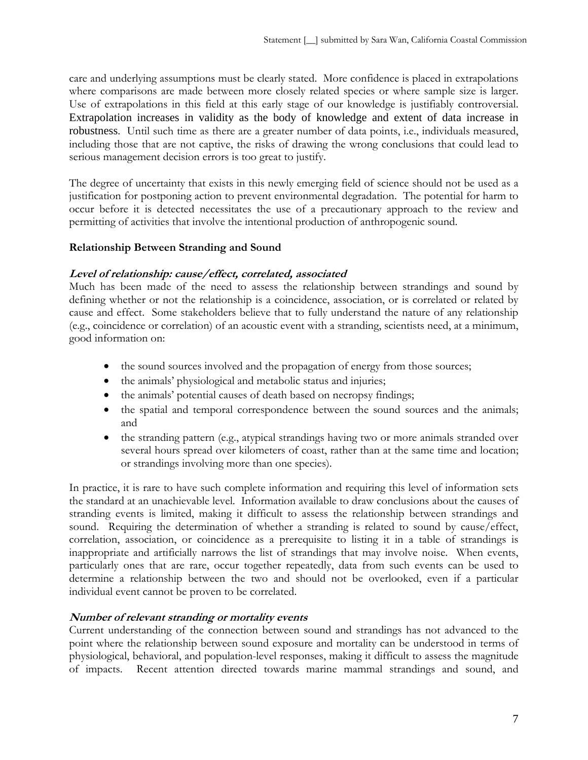care and underlying assumptions must be clearly stated. More confidence is placed in extrapolations where comparisons are made between more closely related species or where sample size is larger. Use of extrapolations in this field at this early stage of our knowledge is justifiably controversial. Extrapolation increases in validity as the body of knowledge and extent of data increase in robustness. Until such time as there are a greater number of data points, i.e., individuals measured, including those that are not captive, the risks of drawing the wrong conclusions that could lead to serious management decision errors is too great to justify.

The degree of uncertainty that exists in this newly emerging field of science should not be used as a justification for postponing action to prevent environmental degradation. The potential for harm to occur before it is detected necessitates the use of a precautionary approach to the review and permitting of activities that involve the intentional production of anthropogenic sound.

### Relationship Between Stranding and Sound

#### *Level of relationship: cause/effect, correlated, associated*

Much has been made of the need to assess the relationship between strandings and sound by defining whether or not the relationship is a coincidence, association, or is correlated or related by cause and effect. Some stakeholders believe that to fully understand the nature of any relationship (e.g., coincidence or correlation) of an acoustic event with a stranding, scientists need, at a minimum, good information on:

- the sound sources involved and the propagation of energy from those sources;
- the animals' physiological and metabolic status and injuries;
- the animals' potential causes of death based on necropsy findings;
- the spatial and temporal correspondence between the sound sources and the animals; and
- the stranding pattern (e.g., atypical strandings having two or more animals stranded over several hours spread over kilometers of coast, rather than at the same time and location; or strandings involving more than one species).

In practice, it is rare to have such complete information and requiring this level of information sets the standard at an unachievable level. Information available to draw conclusions about the causes of stranding events is limited, making it difficult to assess the relationship between strandings and sound. Requiring the determination of whether a stranding is related to sound by cause/effect, correlation, association, or coincidence as a prerequisite to listing it in a table of strandings is inappropriate and artificially narrows the list of strandings that may involve noise. When events, particularly ones that are rare, occur together repeatedly, data from such events can be used to determine a relationship between the two and should not be overlooked, even if a particular individual event cannot be proven to be correlated.

#### *Number of relevant stranding or mortality events*

Current understanding of the connection between sound and strandings has not advanced to the point where the relationship between sound exposure and mortality can be understood in terms of physiological, behavioral, and population-level responses, making it difficult to assess the magnitude of impacts. Recent attention directed towards marine mammal strandings and sound, and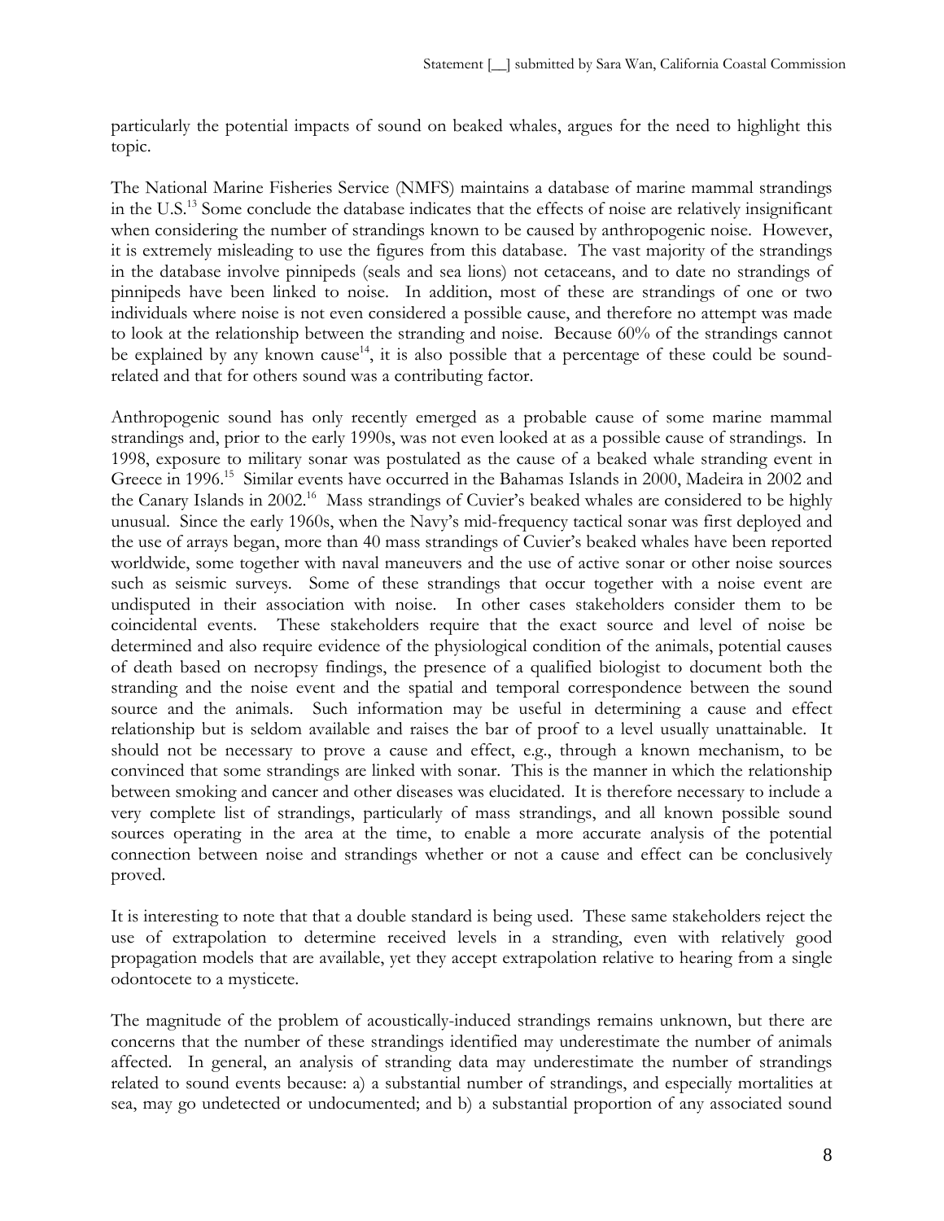particularly the potential impacts of sound on beaked whales, argues for the need to highlight this topic.

The National Marine Fisheries Service (NMFS) maintains a database of marine mammal strandings in the U.S.[13] Some conclude the database indicates that the effects of noise are relatively insignificant when considering the number of strandings known to be caused by anthropogenic noise. However, it is extremely misleading to use the figures from this database. The vast majority of the strandings in the database involve pinnipeds (seals and sea lions) not cetaceans, and to date no strandings of pinnipeds have been linked to noise. In addition, most of these are strandings of one or two individuals where noise is not even considered a possible cause, and therefore no attempt was made to look at the relationship between the stranding and noise. Because 60% of the strandings cannot be explained by any known cause[14], it is also possible that a percentage of these could be sound-related and that for others sound was a contributing factor.

Anthropogenic sound has only recently emerged as a probable cause of some marine mammal strandings and, prior to the early 1990s, was not even looked at as a possible cause of strandings. In 1998, exposure to military sonar was postulated as the cause of a beaked whale stranding event in Greece in 1996.[15] Similar events have occurred in the Bahamas Islands in 2000, Madeira in 2002 and the Canary Islands in 2002.[16] Mass strandings of Cuvier's beaked whales are considered to be highly unusual. Since the early 1960s, when the Navy's mid-frequency tactical sonar was first deployed and the use of arrays began, more than 40 mass strandings of Cuvier's beaked whales have been reported worldwide, some together with naval maneuvers and the use of active sonar or other noise sources such as seismic surveys. Some of these strandings that occur together with a noise event are undisputed in their association with noise. In other cases stakeholders consider them to be coincidental events. These stakeholders require that the exact source and level of noise be determined and also require evidence of the physiological condition of the animals, potential causes of death based on necropsy findings, the presence of a qualified biologist to document both the stranding and the noise event and the spatial and temporal correspondence between the sound source and the animals. Such information may be useful in determining a cause and effect relationship but is seldom available and raises the bar of proof to a level usually unattainable. It should not be necessary to prove a cause and effect, e.g., through a known mechanism, to be convinced that some strandings are linked with sonar. This is the manner in which the relationship between smoking and cancer and other diseases was elucidated. It is therefore necessary to include a very complete list of strandings, particularly of mass strandings, and all known possible sound sources operating in the area at the time, to enable a more accurate analysis of the potential connection between noise and strandings whether or not a cause and effect can be conclusively proved.

It is interesting to note that that a double standard is being used. These same stakeholders reject the use of extrapolation to determine received levels in a stranding, even with relatively good propagation models that are available, yet they accept extrapolation relative to hearing from a single odontocete to a mysticete.

The magnitude of the problem of acoustically-induced strandings remains unknown, but there are concerns that the number of these strandings identified may underestimate the number of animals affected. In general, an analysis of stranding data may underestimate the number of strandings related to sound events because: a) a substantial number of strandings, and especially mortalities at sea, may go undetected or undocumented; and b) a substantial proportion of any associated sound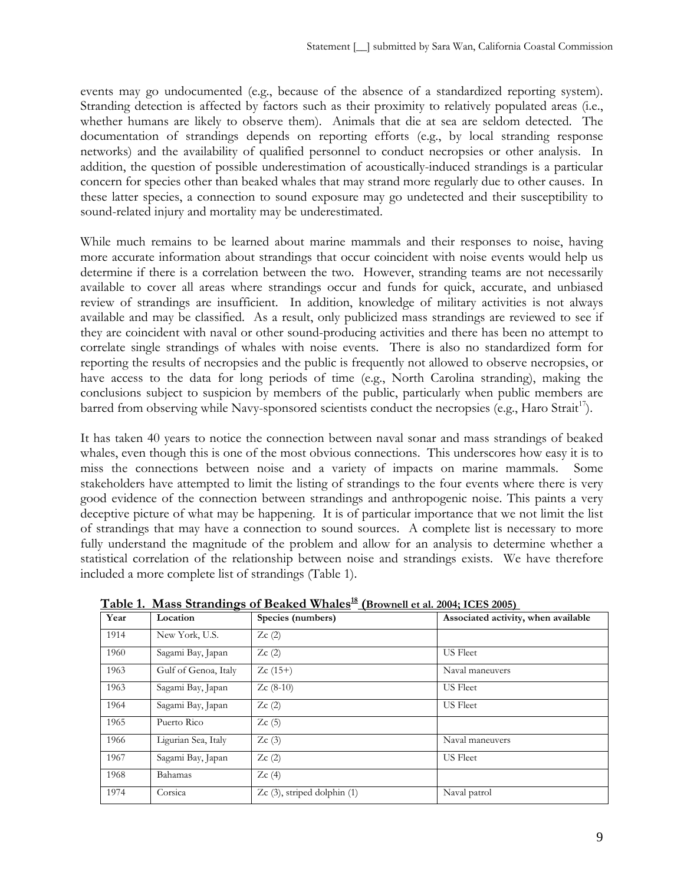events may go undocumented (e.g., because of the absence of a standardized reporting system). Stranding detection is affected by factors such as their proximity to relatively populated areas (i.e., whether humans are likely to observe them). Animals that die at sea are seldom detected. The documentation of strandings depends on reporting efforts (e.g., by local stranding response networks) and the availability of qualified personnel to conduct necropsies or other analysis. In addition, the question of possible underestimation of acoustically-induced strandings is a particular concern for species other than beaked whales that may strand more regularly due to other causes. In these latter species, a connection to sound exposure may go undetected and their susceptibility to sound-related injury and mortality may be underestimated.

While much remains to be learned about marine mammals and their responses to noise, having more accurate information about strandings that occur coincident with noise events would help us determine if there is a correlation between the two. However, stranding teams are not necessarily available to cover all areas where strandings occur and funds for quick, accurate, and unbiased review of strandings are insufficient. In addition, knowledge of military activities is not always available and may be classified. As a result, only publicized mass strandings are reviewed to see if they are coincident with naval or other sound-producing activities and there has been no attempt to correlate single strandings of whales with noise events. There is also no standardized form for reporting the results of necropsies and the public is frequently not allowed to observe necropsies, or have access to the data for long periods of time (e.g., North Carolina stranding), making the conclusions subject to suspicion by members of the public, particularly when public members are barred from observing while Navy-sponsored scientists conduct the necropsies (e.g., Haro Strait[17]).

It has taken 40 years to notice the connection between naval sonar and mass strandings of beaked whales, even though this is one of the most obvious connections. This underscores how easy it is to miss the connections between noise and a variety of impacts on marine mammals. Some stakeholders have attempted to limit the listing of strandings to the four events where there is very good evidence of the connection between strandings and anthropogenic noise. This paints a very deceptive picture of what may be happening. It is of particular importance that we not limit the list of strandings that may have a connection to sound sources. A complete list is necessary to more fully understand the magnitude of the problem and allow for an analysis to determine whether a statistical correlation of the relationship between noise and strandings exists. We have therefore included a more complete list of strandings (Table 1).

**Table 1. Mass Strandings of Beaked Whales[18] (Brownell et al. 2004; ICES 2005)**

| Year | Location | Species (numbers) | Associated activity, when available |
|---|---|---|---|
| 1914 | New York, U.S. | Zc (2) | |
| 1960 | Sagami Bay, Japan | Zc (2) | US Fleet |
| 1963 | Gulf of Genoa, Italy | Zc (15+) | Naval maneuvers |
| 1963 | Sagami Bay, Japan | Zc (8-10) | US Fleet |
| 1964 | Sagami Bay, Japan | Zc (2) | US Fleet |
| 1965 | Puerto Rico | Zc (5) | |
| 1966 | Ligurian Sea, Italy | Zc (3) | Naval maneuvers |
| 1967 | Sagami Bay, Japan | Zc (2) | US Fleet |
| 1968 | Bahamas | Zc (4) | |
| 1974 | Corsica | Zc (3), striped dolphin (1) | Naval patrol |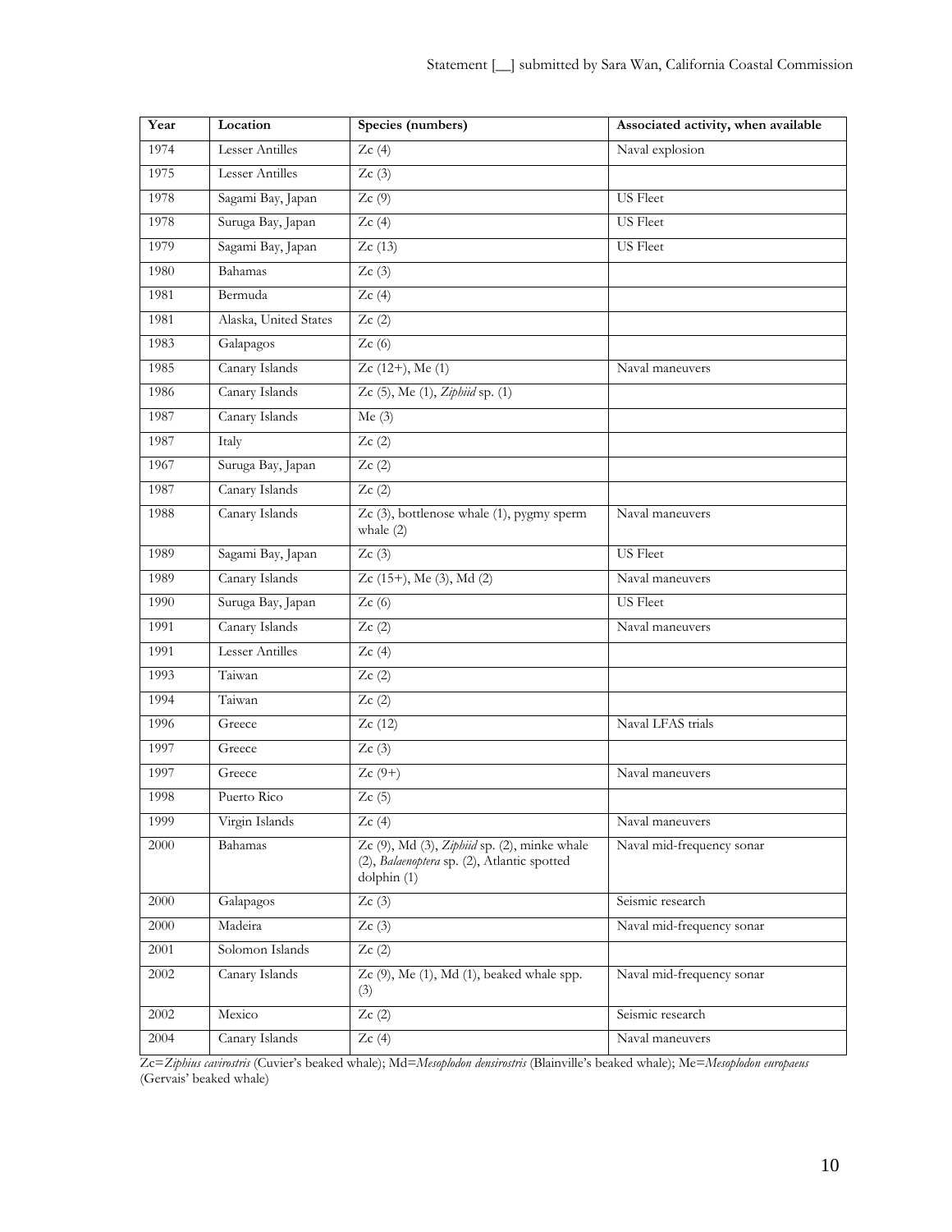| Year | Location | Species (numbers) | Associated activity, when available |
|---|---|---|---|
| 1974 | Lesser Antilles | Zc (4) | Naval explosion |
| 1975 | Lesser Antilles | Zc (3) | |
| 1978 | Sagami Bay, Japan | Zc (9) | US Fleet |
| 1978 | Suruga Bay, Japan | Zc (4) | US Fleet |
| 1979 | Sagami Bay, Japan | Zc (13) | US Fleet |
| 1980 | Bahamas | Zc (3) | |
| 1981 | Bermuda | Zc (4) | |
| 1981 | Alaska, United States | Zc (2) | |
| 1983 | Galapagos | Zc (6) | |
| 1985 | Canary Islands | Zc (12+), Me (1) | Naval maneuvers |
| 1986 | Canary Islands | Zc (5), Me (1), *Ziphiid* sp. (1) | |
| 1987 | Canary Islands | Me (3) | |
| 1987 | Italy | Zc (2) | |
| 1967 | Suruga Bay, Japan | Zc (2) | |
| 1987 | Canary Islands | Zc (2) | |
| 1988 | Canary Islands | Zc (3), bottlenose whale (1), pygmy sperm whale (2) | Naval maneuvers |
| 1989 | Sagami Bay, Japan | Zc (3) | US Fleet |
| 1989 | Canary Islands | Zc (15+), Me (3), Md (2) | Naval maneuvers |
| 1990 | Suruga Bay, Japan | Zc (6) | US Fleet |
| 1991 | Canary Islands | Zc (2) | Naval maneuvers |
| 1991 | Lesser Antilles | Zc (4) | |
| 1993 | Taiwan | Zc (2) | |
| 1994 | Taiwan | Zc (2) | |
| 1996 | Greece | Zc (12) | Naval LFAS trials |
| 1997 | Greece | Zc (3) | |
| 1997 | Greece | Zc (9+) | Naval maneuvers |
| 1998 | Puerto Rico | Zc (5) | |
| 1999 | Virgin Islands | Zc (4) | Naval maneuvers |
| 2000 | Bahamas | Zc (9), Md (3), *Ziphiid* sp. (2), minke whale (2), *Balaenoptera* sp. (2), Atlantic spotted dolphin (1) | Naval mid-frequency sonar |
| 2000 | Galapagos | Zc (3) | Seismic research |
| 2000 | Madeira | Zc (3) | Naval mid-frequency sonar |
| 2001 | Solomon Islands | Zc (2) | |
| 2002 | Canary Islands | Zc (9), Me (1), Md (1), beaked whale spp. (3) | Naval mid-frequency sonar |
| 2002 | Mexico | Zc (2) | Seismic research |
| 2004 | Canary Islands | Zc (4) | Naval maneuvers |

Zc=*Ziphius cavirostris* (Cuvier's beaked whale); Md=*Mesoplodon densirostris* (Blainville's beaked whale); Me=*Mesoplodon europaeus* (Gervais' beaked whale)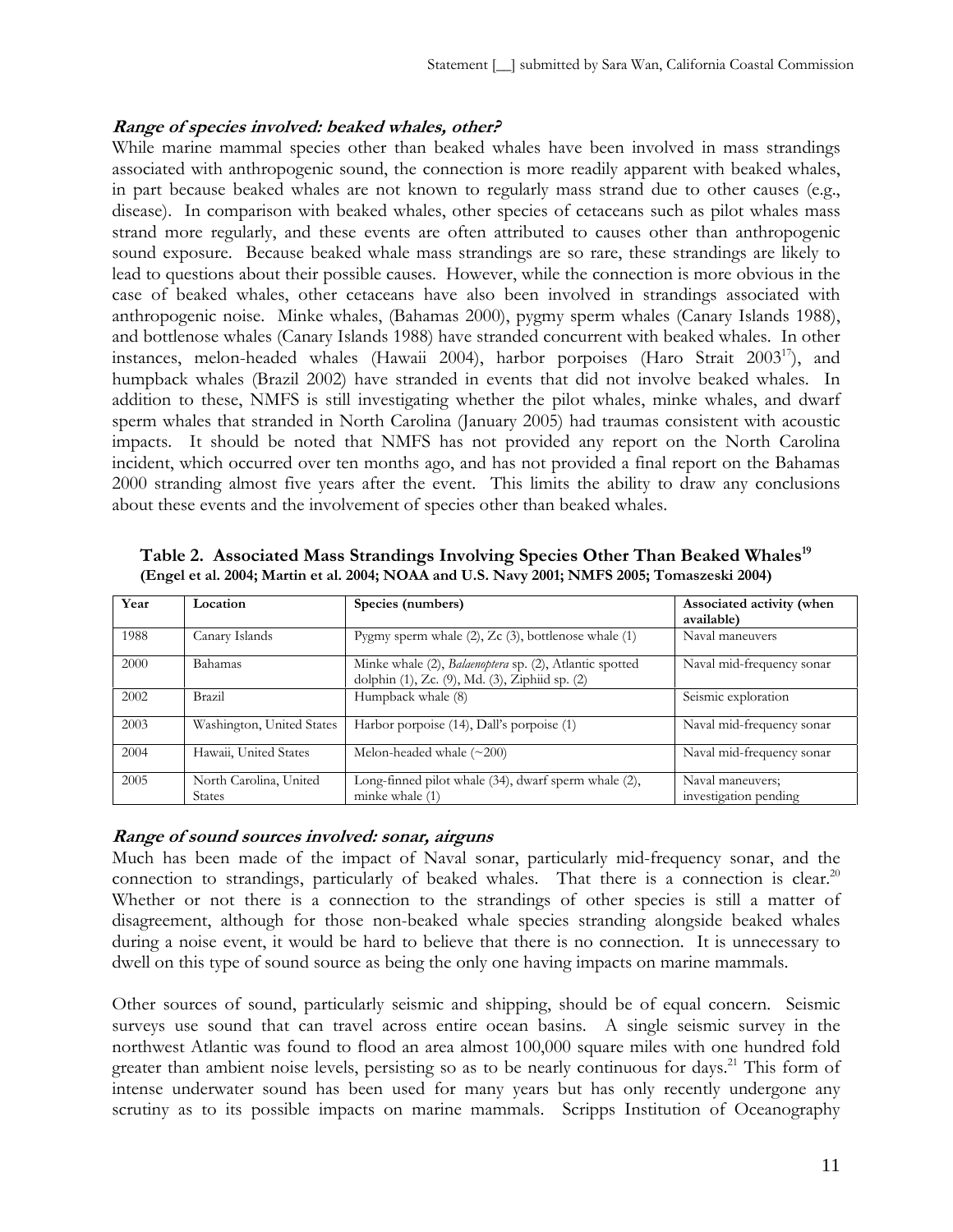### *Range of species involved: beaked whales, other?*

While marine mammal species other than beaked whales have been involved in mass strandings associated with anthropogenic sound, the connection is more readily apparent with beaked whales, in part because beaked whales are not known to regularly mass strand due to other causes (e.g., disease). In comparison with beaked whales, other species of cetaceans such as pilot whales mass strand more regularly, and these events are often attributed to causes other than anthropogenic sound exposure. Because beaked whale mass strandings are so rare, these strandings are likely to lead to questions about their possible causes. However, while the connection is more obvious in the case of beaked whales, other cetaceans have also been involved in strandings associated with anthropogenic noise. Minke whales, (Bahamas 2000), pygmy sperm whales (Canary Islands 1988), and bottlenose whales (Canary Islands 1988) have stranded concurrent with beaked whales. In other instances, melon-headed whales (Hawaii 2004), harbor porpoises (Haro Strait 2003[17]), and humpback whales (Brazil 2002) have stranded in events that did not involve beaked whales. In addition to these, NMFS is still investigating whether the pilot whales, minke whales, and dwarf sperm whales that stranded in North Carolina (January 2005) had traumas consistent with acoustic impacts. It should be noted that NMFS has not provided any report on the North Carolina incident, which occurred over ten months ago, and has not provided a final report on the Bahamas 2000 stranding almost five years after the event. This limits the ability to draw any conclusions about these events and the involvement of species other than beaked whales.

**Table 2. Associated Mass Strandings Involving Species Other Than Beaked Whales[19] (Engel et al. 2004; Martin et al. 2004; NOAA and U.S. Navy 2001; NMFS 2005; Tomaszeski 2004)**

| Year | Location | Species (numbers) | Associated activity (when available) |
|---|---|---|---|
| 1988 | Canary Islands | Pygmy sperm whale (2), Zc (3), bottlenose whale (1) | Naval maneuvers |
| 2000 | Bahamas | Minke whale (2), *Balaenoptera* sp. (2), Atlantic spotted dolphin (1), Zc. (9), Md. (3), Ziphiid sp. (2) | Naval mid-frequency sonar |
| 2002 | Brazil | Humpback whale (8) | Seismic exploration |
| 2003 | Washington, United States | Harbor porpoise (14), Dall's porpoise (1) | Naval mid-frequency sonar |
| 2004 | Hawaii, United States | Melon-headed whale (~200) | Naval mid-frequency sonar |
| 2005 | North Carolina, United States | Long-finned pilot whale (34), dwarf sperm whale (2), minke whale (1) | Naval maneuvers; investigation pending |

### *Range of sound sources involved: sonar, airguns*

Much has been made of the impact of Naval sonar, particularly mid-frequency sonar, and the connection to strandings, particularly of beaked whales. That there is a connection is clear.[20] Whether or not there is a connection to the strandings of other species is still a matter of disagreement, although for those non-beaked whale species stranding alongside beaked whales during a noise event, it would be hard to believe that there is no connection. It is unnecessary to dwell on this type of sound source as being the only one having impacts on marine mammals.

Other sources of sound, particularly seismic and shipping, should be of equal concern. Seismic surveys use sound that can travel across entire ocean basins. A single seismic survey in the northwest Atlantic was found to flood an area almost 100,000 square miles with one hundred fold greater than ambient noise levels, persisting so as to be nearly continuous for days.[21] This form of intense underwater sound has been used for many years but has only recently undergone any scrutiny as to its possible impacts on marine mammals. Scripps Institution of Oceanography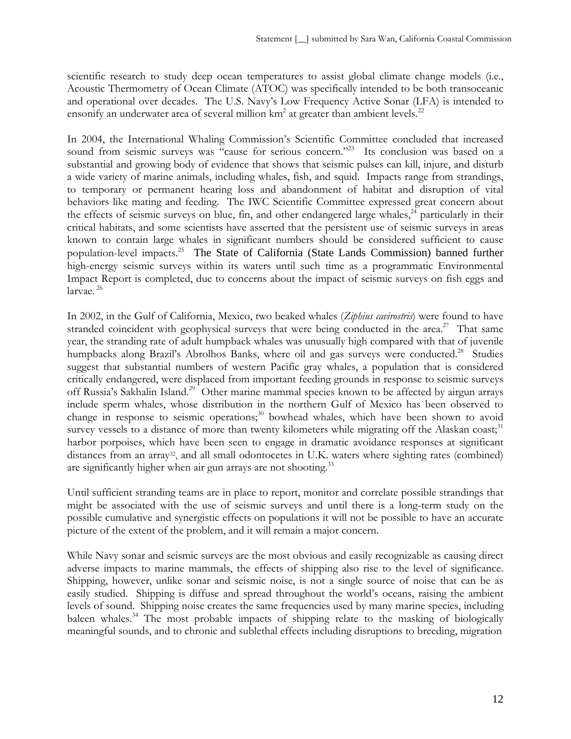scientific research to study deep ocean temperatures to assist global climate change models (i.e., Acoustic Thermometry of Ocean Climate (ATOC) was specifically intended to be both transoceanic and operational over decades. The U.S. Navy's Low Frequency Active Sonar (LFA) is intended to ensonify an underwater area of several million $km^2$ at greater than ambient levels.[22]

In 2004, the International Whaling Commission's Scientific Committee concluded that increased sound from seismic surveys was "cause for serious concern."[23] Its conclusion was based on a substantial and growing body of evidence that shows that seismic pulses can kill, injure, and disturb a wide variety of marine animals, including whales, fish, and squid. Impacts range from strandings, to temporary or permanent hearing loss and abandonment of habitat and disruption of vital behaviors like mating and feeding. The IWC Scientific Committee expressed great concern about the effects of seismic surveys on blue, fin, and other endangered large whales,[24] particularly in their critical habitats, and some scientists have asserted that the persistent use of seismic surveys in areas known to contain large whales in significant numbers should be considered sufficient to cause population-level impacts.[25] The State of California (State Lands Commission) banned further high-energy seismic surveys within its waters until such time as a programmatic Environmental Impact Report is completed, due to concerns about the impact of seismic surveys on fish eggs and larvae.[26]

In 2002, in the Gulf of California, Mexico, two beaked whales (*Ziphius cavirostris*) were found to have stranded coincident with geophysical surveys that were being conducted in the area.[27] That same year, the stranding rate of adult humpback whales was unusually high compared with that of juvenile humpbacks along Brazil's Abrolhos Banks, where oil and gas surveys were conducted.[28] Studies suggest that substantial numbers of western Pacific gray whales, a population that is considered critically endangered, were displaced from important feeding grounds in response to seismic surveys off Russia's Sakhalin Island.[29] Other marine mammal species known to be affected by airgun arrays include sperm whales, whose distribution in the northern Gulf of Mexico has been observed to change in response to seismic operations;[30] bowhead whales, which have been shown to avoid survey vessels to a distance of more than twenty kilometers while migrating off the Alaskan coast;[31] harbor porpoises, which have been seen to engage in dramatic avoidance responses at significant distances from an array[32], and all small odontocetes in U.K. waters where sighting rates (combined) are significantly higher when air gun arrays are not shooting.[33]

Until sufficient stranding teams are in place to report, monitor and correlate possible strandings that might be associated with the use of seismic surveys and until there is a long-term study on the possible cumulative and synergistic effects on populations it will not be possible to have an accurate picture of the extent of the problem, and it will remain a major concern.

While Navy sonar and seismic surveys are the most obvious and easily recognizable as causing direct adverse impacts to marine mammals, the effects of shipping also rise to the level of significance. Shipping, however, unlike sonar and seismic noise, is not a single source of noise that can be as easily studied. Shipping is diffuse and spread throughout the world's oceans, raising the ambient levels of sound. Shipping noise creates the same frequencies used by many marine species, including baleen whales.[34] The most probable impacts of shipping relate to the masking of biologically meaningful sounds, and to chronic and sublethal effects including disruptions to breeding, migration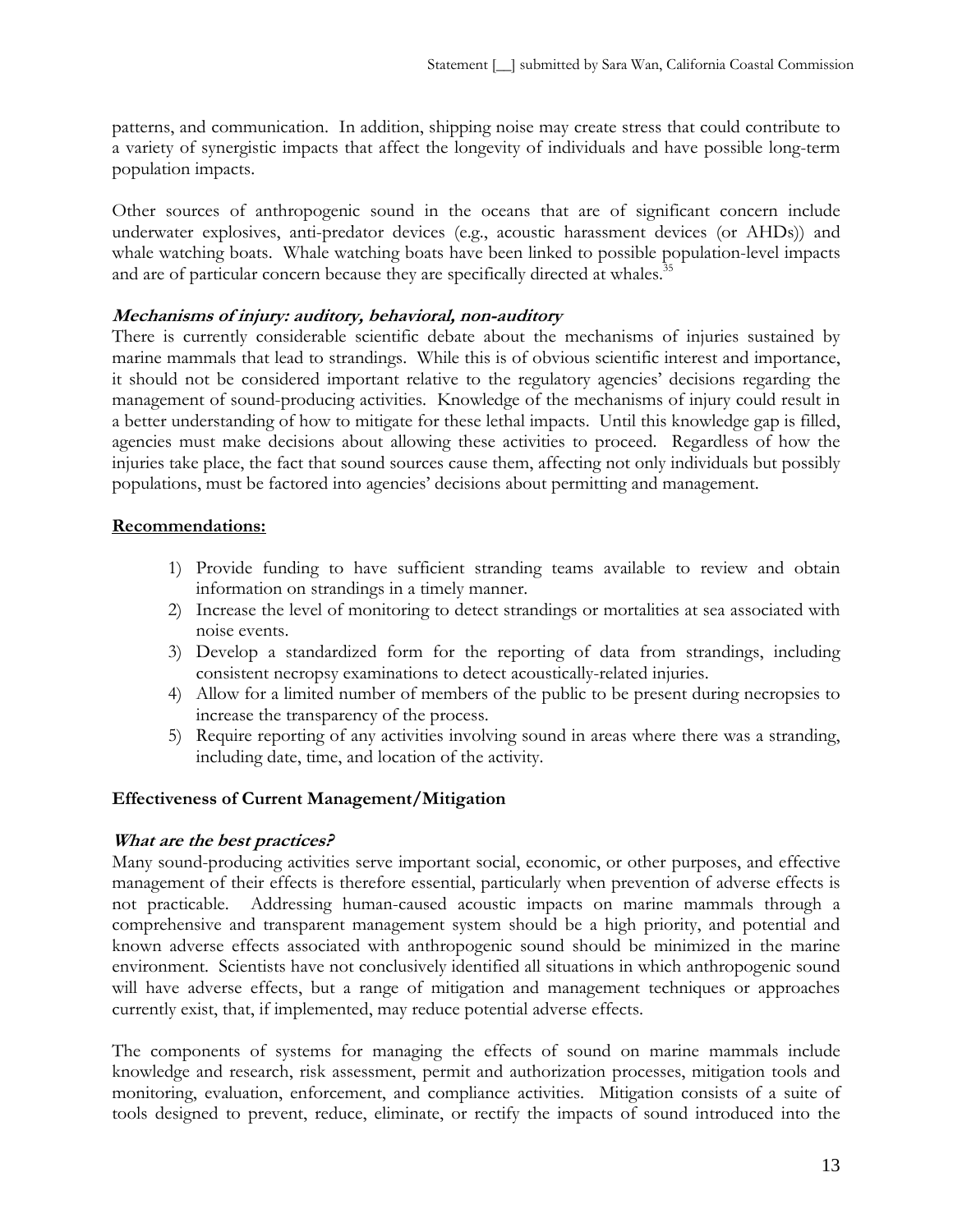patterns, and communication. In addition, shipping noise may create stress that could contribute to a variety of synergistic impacts that affect the longevity of individuals and have possible long-term population impacts.

Other sources of anthropogenic sound in the oceans that are of significant concern include underwater explosives, anti-predator devices (e.g., acoustic harassment devices (or AHDs)) and whale watching boats. Whale watching boats have been linked to possible population-level impacts and are of particular concern because they are specifically directed at whales.[35]

### *Mechanisms of injury: auditory, behavioral, non-auditory*

There is currently considerable scientific debate about the mechanisms of injuries sustained by marine mammals that lead to strandings. While this is of obvious scientific interest and importance, it should not be considered important relative to the regulatory agencies' decisions regarding the management of sound-producing activities. Knowledge of the mechanisms of injury could result in a better understanding of how to mitigate for these lethal impacts. Until this knowledge gap is filled, agencies must make decisions about allowing these activities to proceed. Regardless of how the injuries take place, the fact that sound sources cause them, affecting not only individuals but possibly populations, must be factored into agencies' decisions about permitting and management.

**Recommendations:**

1) Provide funding to have sufficient stranding teams available to review and obtain information on strandings in a timely manner.
2) Increase the level of monitoring to detect strandings or mortalities at sea associated with noise events.
3) Develop a standardized form for the reporting of data from strandings, including consistent necropsy examinations to detect acoustically-related injuries.
4) Allow for a limited number of members of the public to be present during necropsies to increase the transparency of the process.
5) Require reporting of any activities involving sound in areas where there was a stranding, including date, time, and location of the activity.

## Effectiveness of Current Management/Mitigation

### *What are the best practices?*

Many sound-producing activities serve important social, economic, or other purposes, and effective management of their effects is therefore essential, particularly when prevention of adverse effects is not practicable. Addressing human-caused acoustic impacts on marine mammals through a comprehensive and transparent management system should be a high priority, and potential and known adverse effects associated with anthropogenic sound should be minimized in the marine environment. Scientists have not conclusively identified all situations in which anthropogenic sound will have adverse effects, but a range of mitigation and management techniques or approaches currently exist, that, if implemented, may reduce potential adverse effects.

The components of systems for managing the effects of sound on marine mammals include knowledge and research, risk assessment, permit and authorization processes, mitigation tools and monitoring, evaluation, enforcement, and compliance activities. Mitigation consists of a suite of tools designed to prevent, reduce, eliminate, or rectify the impacts of sound introduced into the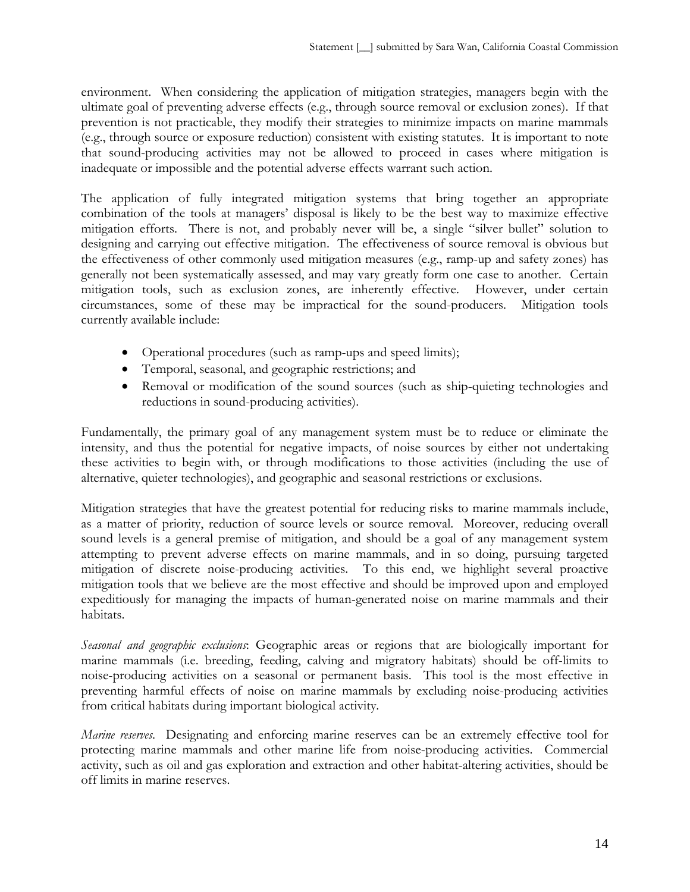environment. When considering the application of mitigation strategies, managers begin with the ultimate goal of preventing adverse effects (e.g., through source removal or exclusion zones). If that prevention is not practicable, they modify their strategies to minimize impacts on marine mammals (e.g., through source or exposure reduction) consistent with existing statutes. It is important to note that sound-producing activities may not be allowed to proceed in cases where mitigation is inadequate or impossible and the potential adverse effects warrant such action.

The application of fully integrated mitigation systems that bring together an appropriate combination of the tools at managers' disposal is likely to be the best way to maximize effective mitigation efforts. There is not, and probably never will be, a single "silver bullet" solution to designing and carrying out effective mitigation. The effectiveness of source removal is obvious but the effectiveness of other commonly used mitigation measures (e.g., ramp-up and safety zones) has generally not been systematically assessed, and may vary greatly form one case to another. Certain mitigation tools, such as exclusion zones, are inherently effective. However, under certain circumstances, some of these may be impractical for the sound-producers. Mitigation tools currently available include:

- Operational procedures (such as ramp-ups and speed limits);
- Temporal, seasonal, and geographic restrictions; and
- Removal or modification of the sound sources (such as ship-quieting technologies and reductions in sound-producing activities).

Fundamentally, the primary goal of any management system must be to reduce or eliminate the intensity, and thus the potential for negative impacts, of noise sources by either not undertaking these activities to begin with, or through modifications to those activities (including the use of alternative, quieter technologies), and geographic and seasonal restrictions or exclusions.

Mitigation strategies that have the greatest potential for reducing risks to marine mammals include, as a matter of priority, reduction of source levels or source removal. Moreover, reducing overall sound levels is a general premise of mitigation, and should be a goal of any management system attempting to prevent adverse effects on marine mammals, and in so doing, pursuing targeted mitigation of discrete noise-producing activities. To this end, we highlight several proactive mitigation tools that we believe are the most effective and should be improved upon and employed expeditiously for managing the impacts of human-generated noise on marine mammals and their habitats.

*Seasonal and geographic exclusions*: Geographic areas or regions that are biologically important for marine mammals (i.e. breeding, feeding, calving and migratory habitats) should be off-limits to noise-producing activities on a seasonal or permanent basis. This tool is the most effective in preventing harmful effects of noise on marine mammals by excluding noise-producing activities from critical habitats during important biological activity.

*Marine reserves*. Designating and enforcing marine reserves can be an extremely effective tool for protecting marine mammals and other marine life from noise-producing activities. Commercial activity, such as oil and gas exploration and extraction and other habitat-altering activities, should be off limits in marine reserves.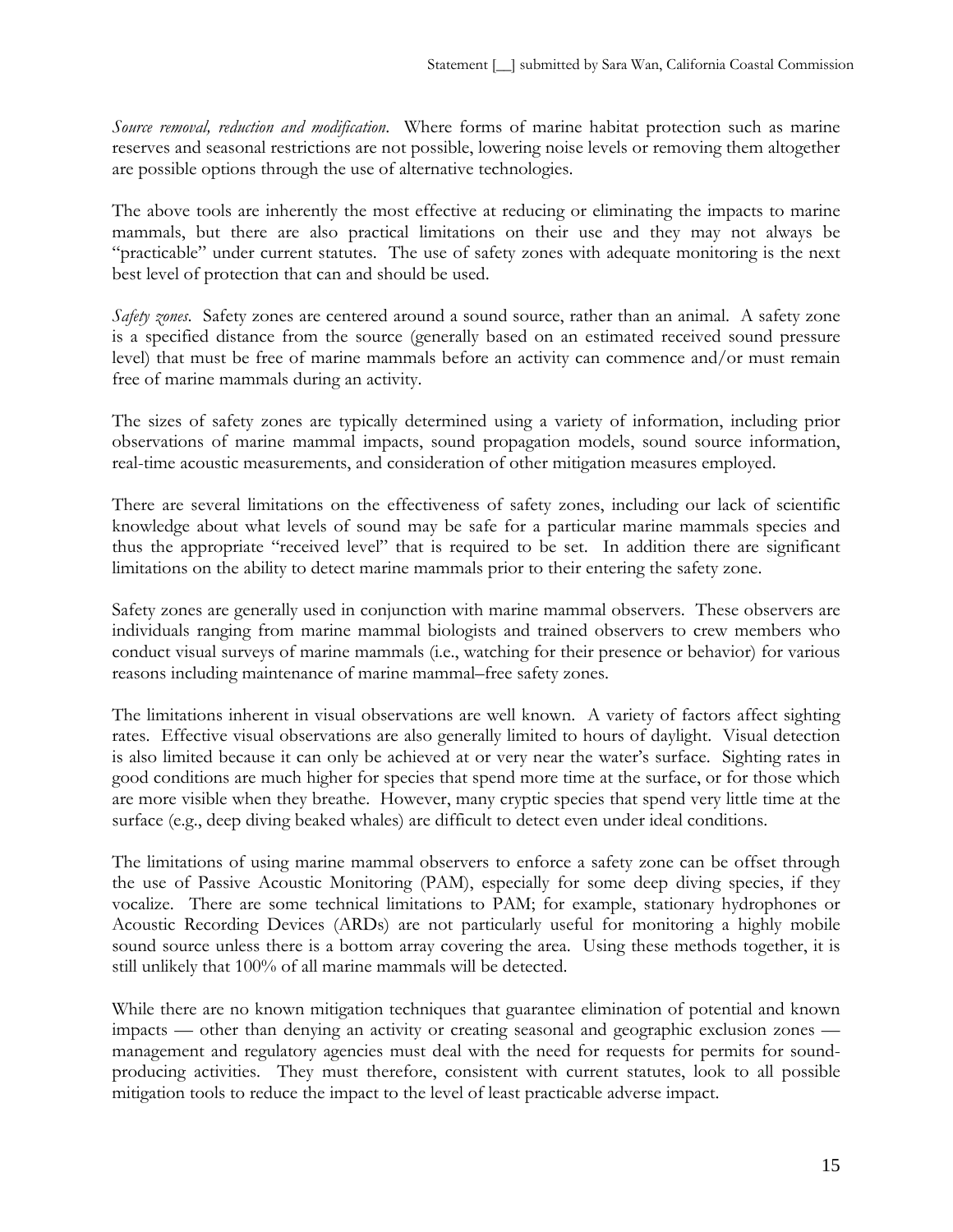*Source removal, reduction and modification*. Where forms of marine habitat protection such as marine reserves and seasonal restrictions are not possible, lowering noise levels or removing them altogether are possible options through the use of alternative technologies.

The above tools are inherently the most effective at reducing or eliminating the impacts to marine mammals, but there are also practical limitations on their use and they may not always be "practicable" under current statutes. The use of safety zones with adequate monitoring is the next best level of protection that can and should be used.

*Safety zones*. Safety zones are centered around a sound source, rather than an animal. A safety zone is a specified distance from the source (generally based on an estimated received sound pressure level) that must be free of marine mammals before an activity can commence and/or must remain free of marine mammals during an activity.

The sizes of safety zones are typically determined using a variety of information, including prior observations of marine mammal impacts, sound propagation models, sound source information, real-time acoustic measurements, and consideration of other mitigation measures employed.

There are several limitations on the effectiveness of safety zones, including our lack of scientific knowledge about what levels of sound may be safe for a particular marine mammals species and thus the appropriate "received level" that is required to be set. In addition there are significant limitations on the ability to detect marine mammals prior to their entering the safety zone.

Safety zones are generally used in conjunction with marine mammal observers. These observers are individuals ranging from marine mammal biologists and trained observers to crew members who conduct visual surveys of marine mammals (i.e., watching for their presence or behavior) for various reasons including maintenance of marine mammal–free safety zones.

The limitations inherent in visual observations are well known. A variety of factors affect sighting rates. Effective visual observations are also generally limited to hours of daylight. Visual detection is also limited because it can only be achieved at or very near the water's surface. Sighting rates in good conditions are much higher for species that spend more time at the surface, or for those which are more visible when they breathe. However, many cryptic species that spend very little time at the surface (e.g., deep diving beaked whales) are difficult to detect even under ideal conditions.

The limitations of using marine mammal observers to enforce a safety zone can be offset through the use of Passive Acoustic Monitoring (PAM), especially for some deep diving species, if they vocalize. There are some technical limitations to PAM; for example, stationary hydrophones or Acoustic Recording Devices (ARDs) are not particularly useful for monitoring a highly mobile sound source unless there is a bottom array covering the area. Using these methods together, it is still unlikely that 100% of all marine mammals will be detected.

While there are no known mitigation techniques that guarantee elimination of potential and known impacts — other than denying an activity or creating seasonal and geographic exclusion zones — management and regulatory agencies must deal with the need for requests for permits for sound-producing activities. They must therefore, consistent with current statutes, look to all possible mitigation tools to reduce the impact to the level of least practicable adverse impact.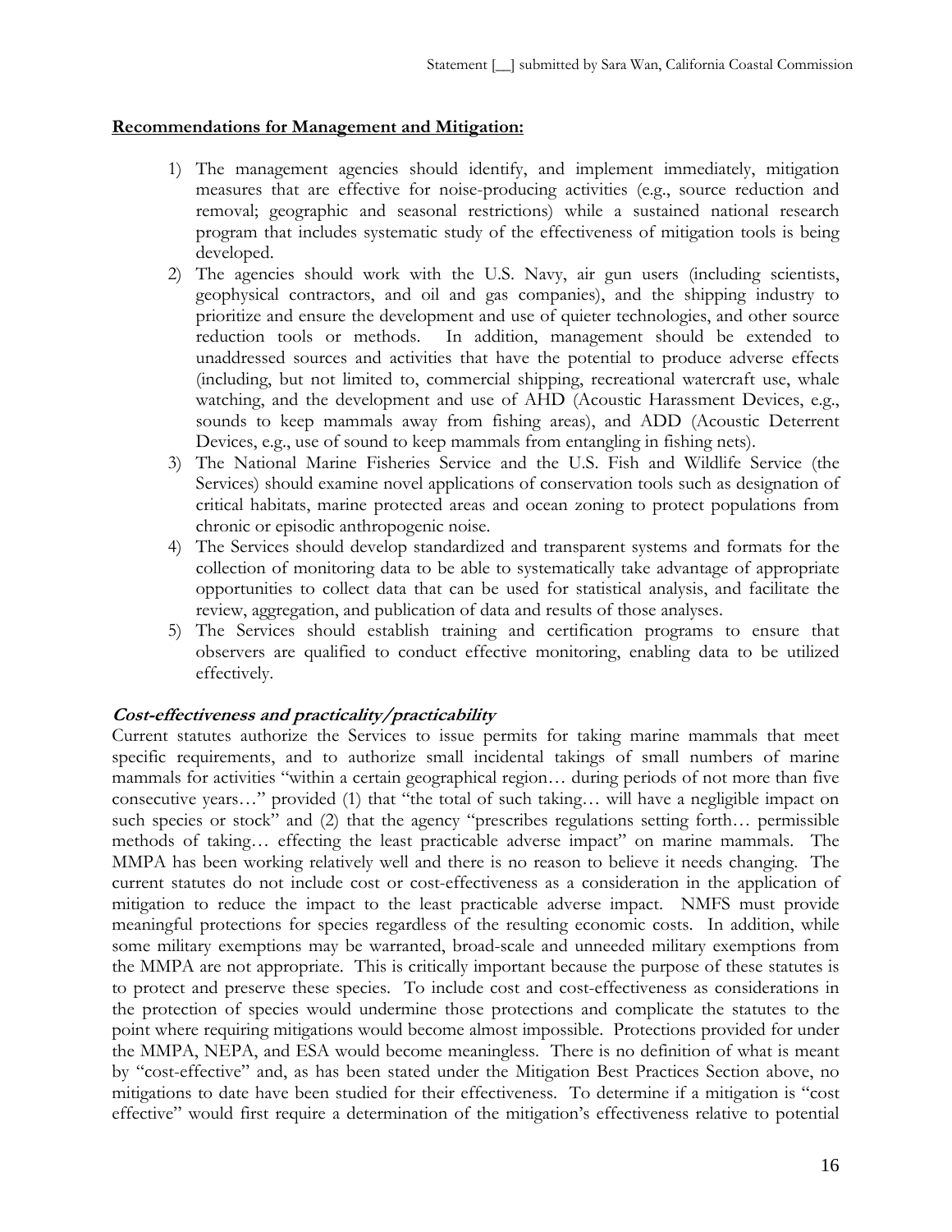**Recommendations for Management and Mitigation:**

1) The management agencies should identify, and implement immediately, mitigation measures that are effective for noise-producing activities (e.g., source reduction and removal; geographic and seasonal restrictions) while a sustained national research program that includes systematic study of the effectiveness of mitigation tools is being developed.
2) The agencies should work with the U.S. Navy, air gun users (including scientists, geophysical contractors, and oil and gas companies), and the shipping industry to prioritize and ensure the development and use of quieter technologies, and other source reduction tools or methods. In addition, management should be extended to unaddressed sources and activities that have the potential to produce adverse effects (including, but not limited to, commercial shipping, recreational watercraft use, whale watching, and the development and use of AHD (Acoustic Harassment Devices, e.g., sounds to keep mammals away from fishing areas), and ADD (Acoustic Deterrent Devices, e.g., use of sound to keep mammals from entangling in fishing nets).
3) The National Marine Fisheries Service and the U.S. Fish and Wildlife Service (the Services) should examine novel applications of conservation tools such as designation of critical habitats, marine protected areas and ocean zoning to protect populations from chronic or episodic anthropogenic noise.
4) The Services should develop standardized and transparent systems and formats for the collection of monitoring data to be able to systematically take advantage of appropriate opportunities to collect data that can be used for statistical analysis, and facilitate the review, aggregation, and publication of data and results of those analyses.
5) The Services should establish training and certification programs to ensure that observers are qualified to conduct effective monitoring, enabling data to be utilized effectively.

***Cost-effectiveness and practicality/practicability***

Current statutes authorize the Services to issue permits for taking marine mammals that meet specific requirements, and to authorize small incidental takings of small numbers of marine mammals for activities "within a certain geographical region… during periods of not more than five consecutive years…" provided (1) that "the total of such taking… will have a negligible impact on such species or stock" and (2) that the agency "prescribes regulations setting forth… permissible methods of taking… effecting the least practicable adverse impact" on marine mammals. The MMPA has been working relatively well and there is no reason to believe it needs changing. The current statutes do not include cost or cost-effectiveness as a consideration in the application of mitigation to reduce the impact to the least practicable adverse impact. NMFS must provide meaningful protections for species regardless of the resulting economic costs. In addition, while some military exemptions may be warranted, broad-scale and unneeded military exemptions from the MMPA are not appropriate. This is critically important because the purpose of these statutes is to protect and preserve these species. To include cost and cost-effectiveness as considerations in the protection of species would undermine those protections and complicate the statutes to the point where requiring mitigations would become almost impossible. Protections provided for under the MMPA, NEPA, and ESA would become meaningless. There is no definition of what is meant by "cost-effective" and, as has been stated under the Mitigation Best Practices Section above, no mitigations to date have been studied for their effectiveness. To determine if a mitigation is "cost effective" would first require a determination of the mitigation's effectiveness relative to potential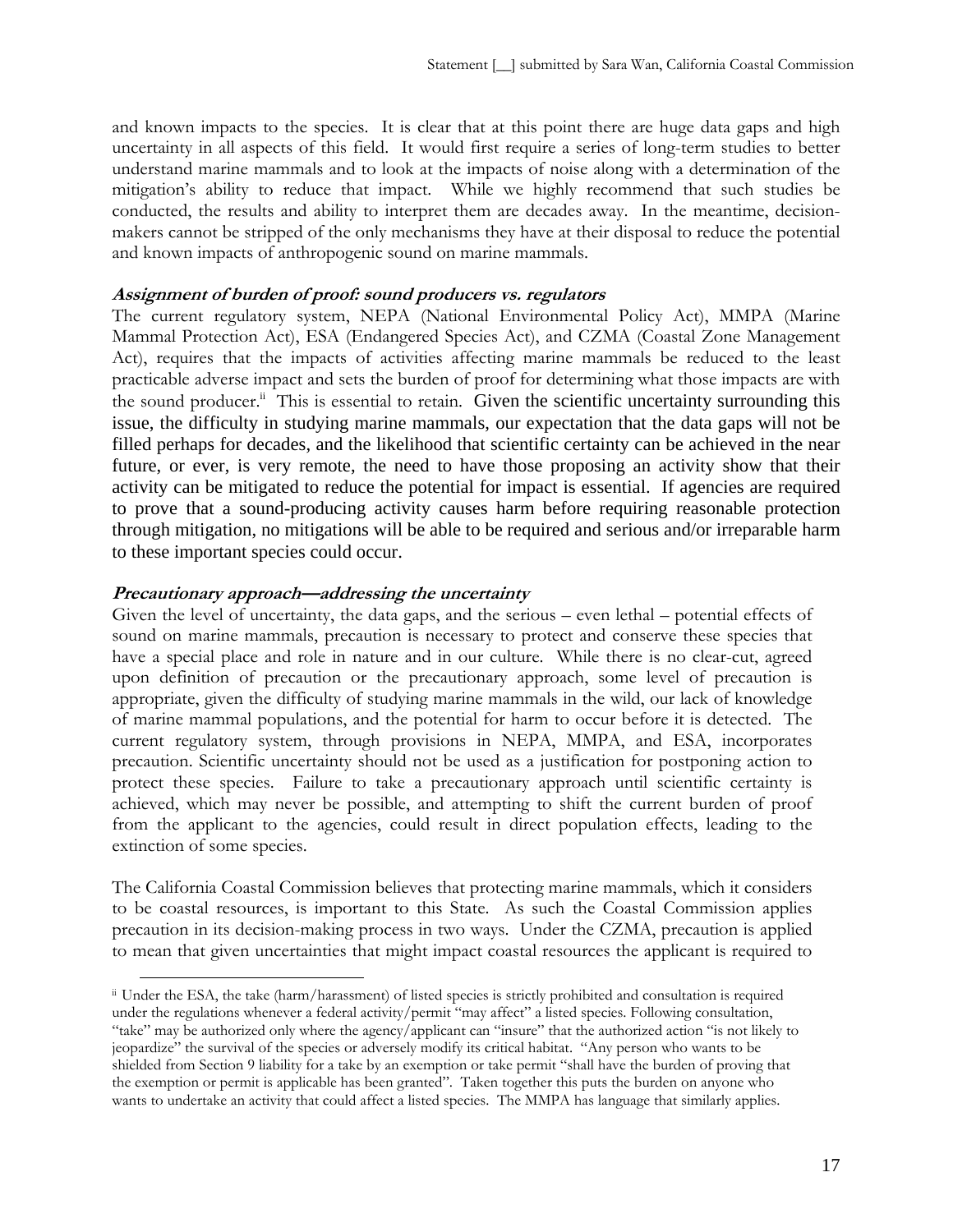and known impacts to the species. It is clear that at this point there are huge data gaps and high uncertainty in all aspects of this field. It would first require a series of long-term studies to better understand marine mammals and to look at the impacts of noise along with a determination of the mitigation's ability to reduce that impact. While we highly recommend that such studies be conducted, the results and ability to interpret them are decades away. In the meantime, decision-makers cannot be stripped of the only mechanisms they have at their disposal to reduce the potential and known impacts of anthropogenic sound on marine mammals.

***Assignment of burden of proof: sound producers vs. regulators***

The current regulatory system, NEPA (National Environmental Policy Act), MMPA (Marine Mammal Protection Act), ESA (Endangered Species Act), and CZMA (Coastal Zone Management Act), requires that the impacts of activities affecting marine mammals be reduced to the least practicable adverse impact and sets the burden of proof for determining what those impacts are with the sound producer.[ii] This is essential to retain. Given the scientific uncertainty surrounding this issue, the difficulty in studying marine mammals, our expectation that the data gaps will not be filled perhaps for decades, and the likelihood that scientific certainty can be achieved in the near future, or ever, is very remote, the need to have those proposing an activity show that their activity can be mitigated to reduce the potential for impact is essential. If agencies are required to prove that a sound-producing activity causes harm before requiring reasonable protection through mitigation, no mitigations will be able to be required and serious and/or irreparable harm to these important species could occur.

***Precautionary approach—addressing the uncertainty***

Given the level of uncertainty, the data gaps, and the serious – even lethal – potential effects of sound on marine mammals, precaution is necessary to protect and conserve these species that have a special place and role in nature and in our culture. While there is no clear-cut, agreed upon definition of precaution or the precautionary approach, some level of precaution is appropriate, given the difficulty of studying marine mammals in the wild, our lack of knowledge of marine mammal populations, and the potential for harm to occur before it is detected. The current regulatory system, through provisions in NEPA, MMPA, and ESA, incorporates precaution. Scientific uncertainty should not be used as a justification for postponing action to protect these species. Failure to take a precautionary approach until scientific certainty is achieved, which may never be possible, and attempting to shift the current burden of proof from the applicant to the agencies, could result in direct population effects, leading to the extinction of some species.

The California Coastal Commission believes that protecting marine mammals, which it considers to be coastal resources, is important to this State. As such the Coastal Commission applies precaution in its decision-making process in two ways. Under the CZMA, precaution is applied to mean that given uncertainties that might impact coastal resources the applicant is required to

---

[ii] Under the ESA, the take (harm/harassment) of listed species is strictly prohibited and consultation is required under the regulations whenever a federal activity/permit "may affect" a listed species. Following consultation, "take" may be authorized only where the agency/applicant can "insure" that the authorized action "is not likely to jeopardize" the survival of the species or adversely modify its critical habitat. "Any person who wants to be shielded from Section 9 liability for a take by an exemption or take permit "shall have the burden of proving that the exemption or permit is applicable has been granted". Taken together this puts the burden on anyone who wants to undertake an activity that could affect a listed species. The MMPA has language that similarly applies.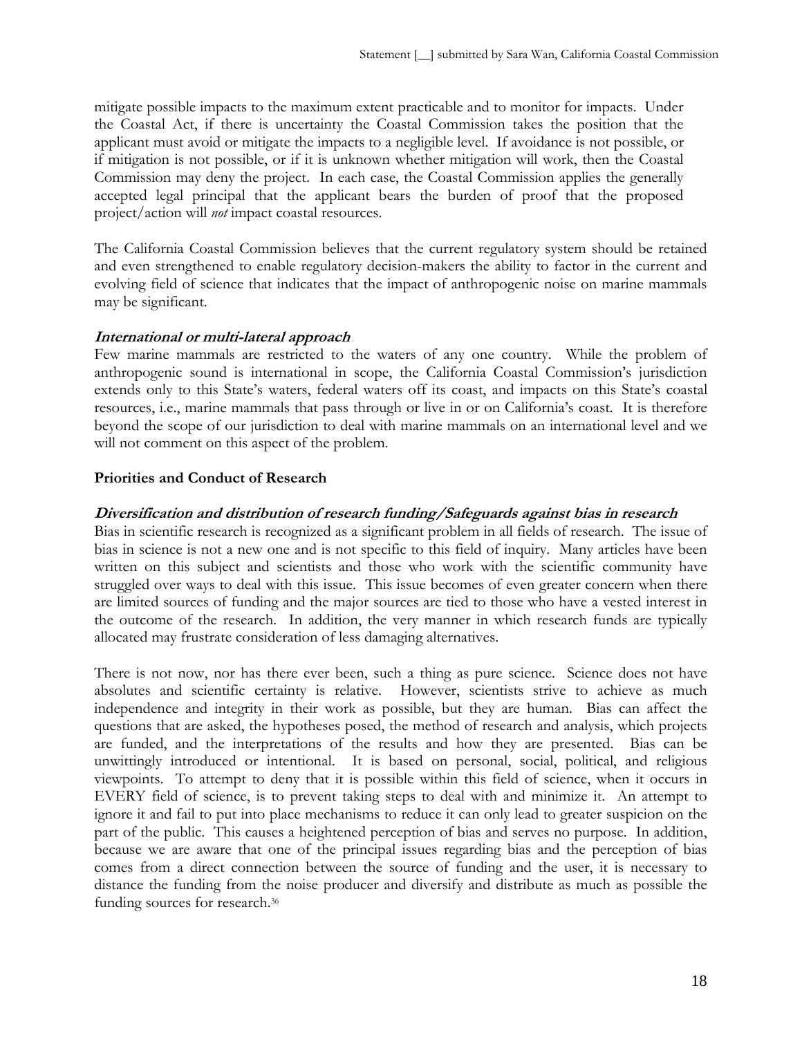mitigate possible impacts to the maximum extent practicable and to monitor for impacts. Under the Coastal Act, if there is uncertainty the Coastal Commission takes the position that the applicant must avoid or mitigate the impacts to a negligible level. If avoidance is not possible, or if mitigation is not possible, or if it is unknown whether mitigation will work, then the Coastal Commission may deny the project. In each case, the Coastal Commission applies the generally accepted legal principal that the applicant bears the burden of proof that the proposed project/action will *not* impact coastal resources.

The California Coastal Commission believes that the current regulatory system should be retained and even strengthened to enable regulatory decision-makers the ability to factor in the current and evolving field of science that indicates that the impact of anthropogenic noise on marine mammals may be significant.

***International or multi-lateral approach***

Few marine mammals are restricted to the waters of any one country. While the problem of anthropogenic sound is international in scope, the California Coastal Commission's jurisdiction extends only to this State's waters, federal waters off its coast, and impacts on this State's coastal resources, i.e., marine mammals that pass through or live in or on California's coast. It is therefore beyond the scope of our jurisdiction to deal with marine mammals on an international level and we will not comment on this aspect of the problem.

**Priorities and Conduct of Research**

***Diversification and distribution of research funding/Safeguards against bias in research***

Bias in scientific research is recognized as a significant problem in all fields of research. The issue of bias in science is not a new one and is not specific to this field of inquiry. Many articles have been written on this subject and scientists and those who work with the scientific community have struggled over ways to deal with this issue. This issue becomes of even greater concern when there are limited sources of funding and the major sources are tied to those who have a vested interest in the outcome of the research. In addition, the very manner in which research funds are typically allocated may frustrate consideration of less damaging alternatives.

There is not now, nor has there ever been, such a thing as pure science. Science does not have absolutes and scientific certainty is relative. However, scientists strive to achieve as much independence and integrity in their work as possible, but they are human. Bias can affect the questions that are asked, the hypotheses posed, the method of research and analysis, which projects are funded, and the interpretations of the results and how they are presented. Bias can be unwittingly introduced or intentional. It is based on personal, social, political, and religious viewpoints. To attempt to deny that it is possible within this field of science, when it occurs in EVERY field of science, is to prevent taking steps to deal with and minimize it. An attempt to ignore it and fail to put into place mechanisms to reduce it can only lead to greater suspicion on the part of the public. This causes a heightened perception of bias and serves no purpose. In addition, because we are aware that one of the principal issues regarding bias and the perception of bias comes from a direct connection between the source of funding and the user, it is necessary to distance the funding from the noise producer and diversify and distribute as much as possible the funding sources for research.[36]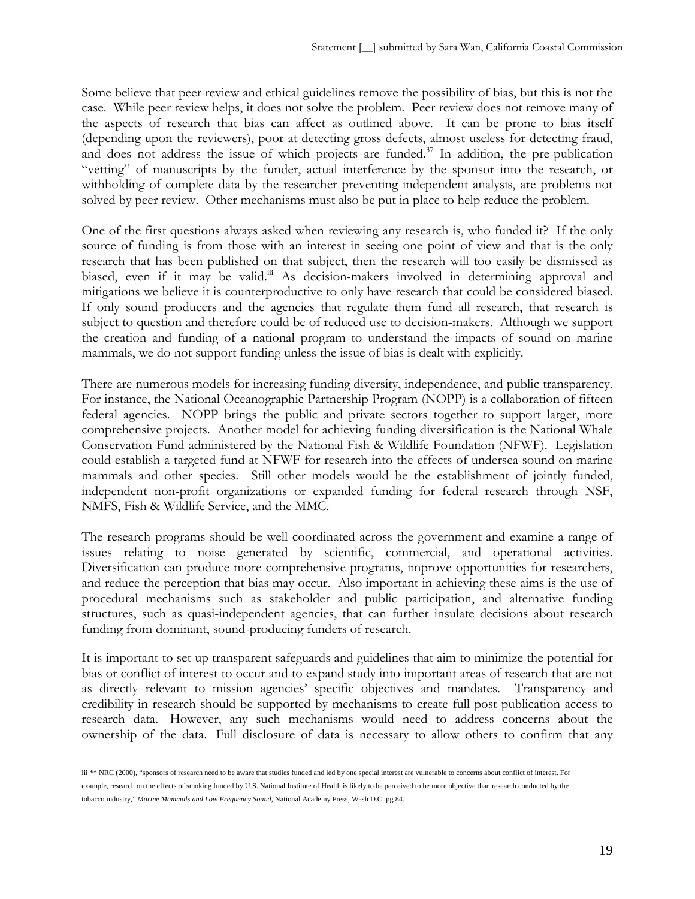Some believe that peer review and ethical guidelines remove the possibility of bias, but this is not the case. While peer review helps, it does not solve the problem. Peer review does not remove many of the aspects of research that bias can affect as outlined above. It can be prone to bias itself (depending upon the reviewers), poor at detecting gross defects, almost useless for detecting fraud, and does not address the issue of which projects are funded.[37] In addition, the pre-publication "vetting" of manuscripts by the funder, actual interference by the sponsor into the research, or withholding of complete data by the researcher preventing independent analysis, are problems not solved by peer review. Other mechanisms must also be put in place to help reduce the problem.

One of the first questions always asked when reviewing any research is, who funded it? If the only source of funding is from those with an interest in seeing one point of view and that is the only research that has been published on that subject, then the research will too easily be dismissed as biased, even if it may be valid.[iii] As decision-makers involved in determining approval and mitigations we believe it is counterproductive to only have research that could be considered biased. If only sound producers and the agencies that regulate them fund all research, that research is subject to question and therefore could be of reduced use to decision-makers. Although we support the creation and funding of a national program to understand the impacts of sound on marine mammals, we do not support funding unless the issue of bias is dealt with explicitly.

There are numerous models for increasing funding diversity, independence, and public transparency. For instance, the National Oceanographic Partnership Program (NOPP) is a collaboration of fifteen federal agencies. NOPP brings the public and private sectors together to support larger, more comprehensive projects. Another model for achieving funding diversification is the National Whale Conservation Fund administered by the National Fish & Wildlife Foundation (NFWF). Legislation could establish a targeted fund at NFWF for research into the effects of undersea sound on marine mammals and other species. Still other models would be the establishment of jointly funded, independent non-profit organizations or expanded funding for federal research through NSF, NMFS, Fish & Wildlife Service, and the MMC.

The research programs should be well coordinated across the government and examine a range of issues relating to noise generated by scientific, commercial, and operational activities. Diversification can produce more comprehensive programs, improve opportunities for researchers, and reduce the perception that bias may occur. Also important in achieving these aims is the use of procedural mechanisms such as stakeholder and public participation, and alternative funding structures, such as quasi-independent agencies, that can further insulate decisions about research funding from dominant, sound-producing funders of research.

It is important to set up transparent safeguards and guidelines that aim to minimize the potential for bias or conflict of interest to occur and to expand study into important areas of research that are not as directly relevant to mission agencies' specific objectives and mandates. Transparency and credibility in research should be supported by mechanisms to create full post-publication access to research data. However, any such mechanisms would need to address concerns about the ownership of the data. Full disclosure of data is necessary to allow others to confirm that any

---

iii ** NRC (2000), "sponsors of research need to be aware that studies funded and led by one special interest are vulnerable to concerns about conflict of interest. For example, research on the effects of smoking funded by U.S. National Institute of Health is likely to be perceived to be more objective than research conducted by the tobacco industry," *Marine Mammals and Low Frequency Sound*, National Academy Press, Wash D.C. pg 84.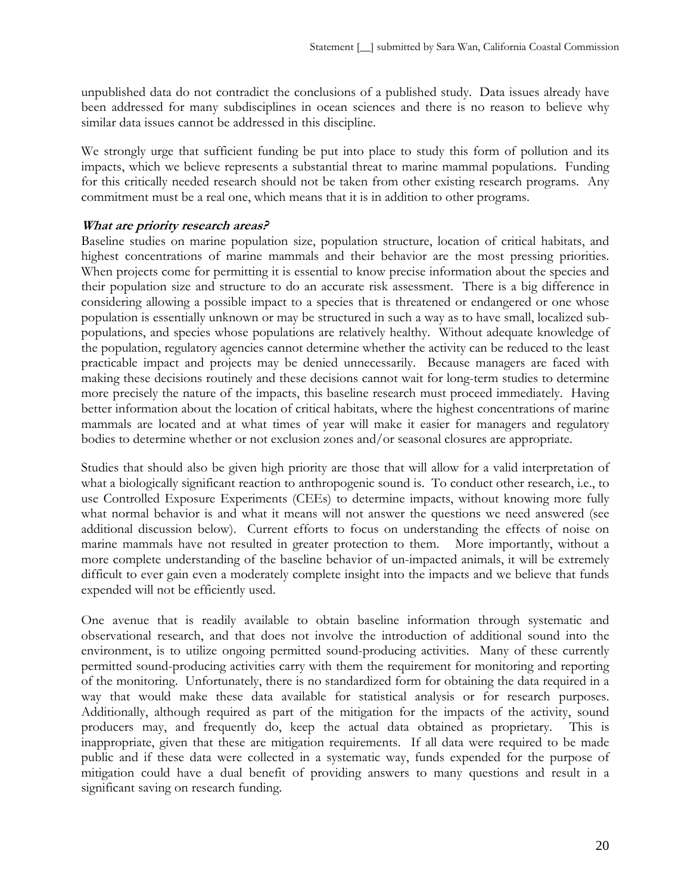unpublished data do not contradict the conclusions of a published study. Data issues already have been addressed for many subdisciplines in ocean sciences and there is no reason to believe why similar data issues cannot be addressed in this discipline.

We strongly urge that sufficient funding be put into place to study this form of pollution and its impacts, which we believe represents a substantial threat to marine mammal populations. Funding for this critically needed research should not be taken from other existing research programs. Any commitment must be a real one, which means that it is in addition to other programs.

***What are priority research areas?***

Baseline studies on marine population size, population structure, location of critical habitats, and highest concentrations of marine mammals and their behavior are the most pressing priorities. When projects come for permitting it is essential to know precise information about the species and their population size and structure to do an accurate risk assessment. There is a big difference in considering allowing a possible impact to a species that is threatened or endangered or one whose population is essentially unknown or may be structured in such a way as to have small, localized sub-populations, and species whose populations are relatively healthy. Without adequate knowledge of the population, regulatory agencies cannot determine whether the activity can be reduced to the least practicable impact and projects may be denied unnecessarily. Because managers are faced with making these decisions routinely and these decisions cannot wait for long-term studies to determine more precisely the nature of the impacts, this baseline research must proceed immediately. Having better information about the location of critical habitats, where the highest concentrations of marine mammals are located and at what times of year will make it easier for managers and regulatory bodies to determine whether or not exclusion zones and/or seasonal closures are appropriate.

Studies that should also be given high priority are those that will allow for a valid interpretation of what a biologically significant reaction to anthropogenic sound is. To conduct other research, i.e., to use Controlled Exposure Experiments (CEEs) to determine impacts, without knowing more fully what normal behavior is and what it means will not answer the questions we need answered (see additional discussion below). Current efforts to focus on understanding the effects of noise on marine mammals have not resulted in greater protection to them. More importantly, without a more complete understanding of the baseline behavior of un-impacted animals, it will be extremely difficult to ever gain even a moderately complete insight into the impacts and we believe that funds expended will not be efficiently used.

One avenue that is readily available to obtain baseline information through systematic and observational research, and that does not involve the introduction of additional sound into the environment, is to utilize ongoing permitted sound-producing activities. Many of these currently permitted sound-producing activities carry with them the requirement for monitoring and reporting of the monitoring. Unfortunately, there is no standardized form for obtaining the data required in a way that would make these data available for statistical analysis or for research purposes. Additionally, although required as part of the mitigation for the impacts of the activity, sound producers may, and frequently do, keep the actual data obtained as proprietary. This is inappropriate, given that these are mitigation requirements. If all data were required to be made public and if these data were collected in a systematic way, funds expended for the purpose of mitigation could have a dual benefit of providing answers to many questions and result in a significant saving on research funding.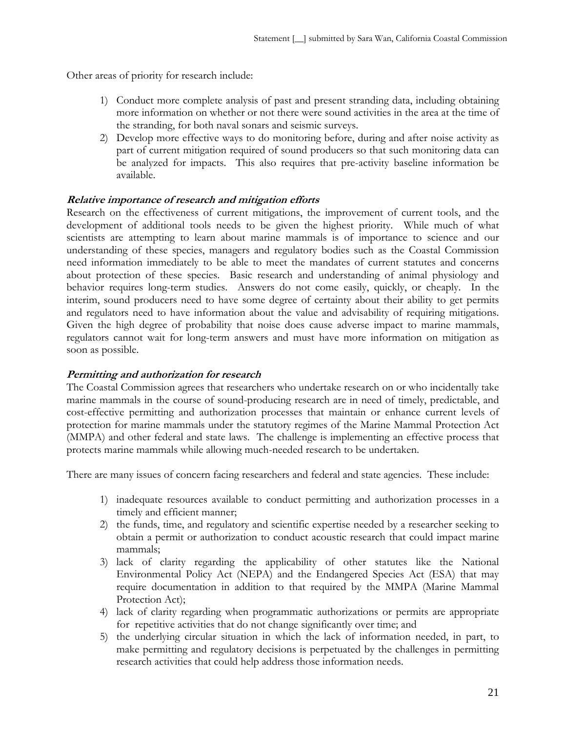Other areas of priority for research include:

1) Conduct more complete analysis of past and present stranding data, including obtaining more information on whether or not there were sound activities in the area at the time of the stranding, for both naval sonars and seismic surveys.
2) Develop more effective ways to do monitoring before, during and after noise activity as part of current mitigation required of sound producers so that such monitoring data can be analyzed for impacts. This also requires that pre-activity baseline information be available.

### *Relative importance of research and mitigation efforts*

Research on the effectiveness of current mitigations, the improvement of current tools, and the development of additional tools needs to be given the highest priority. While much of what scientists are attempting to learn about marine mammals is of importance to science and our understanding of these species, managers and regulatory bodies such as the Coastal Commission need information immediately to be able to meet the mandates of current statutes and concerns about protection of these species. Basic research and understanding of animal physiology and behavior requires long-term studies. Answers do not come easily, quickly, or cheaply. In the interim, sound producers need to have some degree of certainty about their ability to get permits and regulators need to have information about the value and advisability of requiring mitigations. Given the high degree of probability that noise does cause adverse impact to marine mammals, regulators cannot wait for long-term answers and must have more information on mitigation as soon as possible.

### *Permitting and authorization for research*

The Coastal Commission agrees that researchers who undertake research on or who incidentally take marine mammals in the course of sound-producing research are in need of timely, predictable, and cost-effective permitting and authorization processes that maintain or enhance current levels of protection for marine mammals under the statutory regimes of the Marine Mammal Protection Act (MMPA) and other federal and state laws. The challenge is implementing an effective process that protects marine mammals while allowing much-needed research to be undertaken.

There are many issues of concern facing researchers and federal and state agencies. These include:

1) inadequate resources available to conduct permitting and authorization processes in a timely and efficient manner;
2) the funds, time, and regulatory and scientific expertise needed by a researcher seeking to obtain a permit or authorization to conduct acoustic research that could impact marine mammals;
3) lack of clarity regarding the applicability of other statutes like the National Environmental Policy Act (NEPA) and the Endangered Species Act (ESA) that may require documentation in addition to that required by the MMPA (Marine Mammal Protection Act);
4) lack of clarity regarding when programmatic authorizations or permits are appropriate for repetitive activities that do not change significantly over time; and
5) the underlying circular situation in which the lack of information needed, in part, to make permitting and regulatory decisions is perpetuated by the challenges in permitting research activities that could help address those information needs.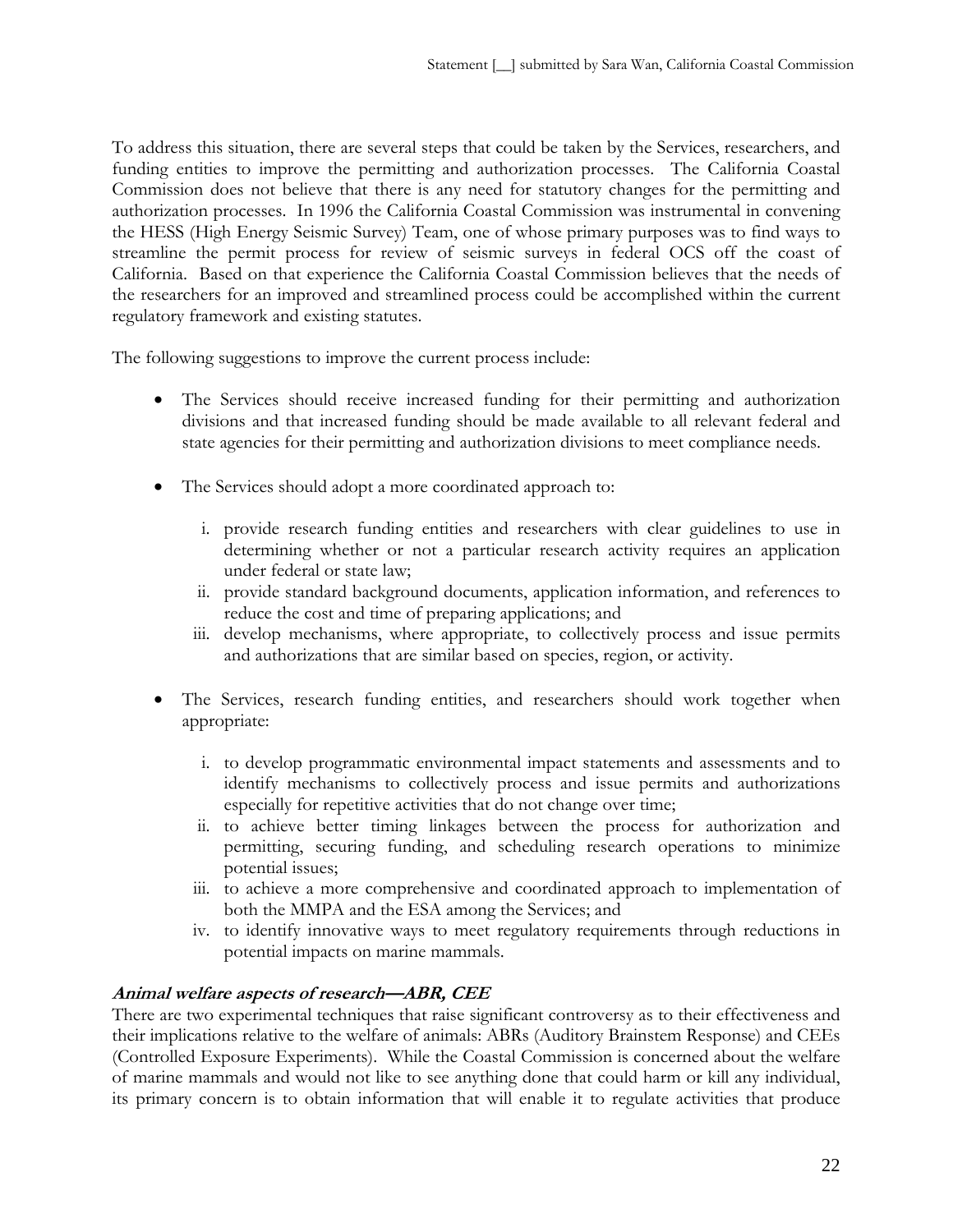To address this situation, there are several steps that could be taken by the Services, researchers, and funding entities to improve the permitting and authorization processes. The California Coastal Commission does not believe that there is any need for statutory changes for the permitting and authorization processes. In 1996 the California Coastal Commission was instrumental in convening the HESS (High Energy Seismic Survey) Team, one of whose primary purposes was to find ways to streamline the permit process for review of seismic surveys in federal OCS off the coast of California. Based on that experience the California Coastal Commission believes that the needs of the researchers for an improved and streamlined process could be accomplished within the current regulatory framework and existing statutes.

The following suggestions to improve the current process include:

- The Services should receive increased funding for their permitting and authorization divisions and that increased funding should be made available to all relevant federal and state agencies for their permitting and authorization divisions to meet compliance needs.

- The Services should adopt a more coordinated approach to:

    i. provide research funding entities and researchers with clear guidelines to use in determining whether or not a particular research activity requires an application under federal or state law;
    ii. provide standard background documents, application information, and references to reduce the cost and time of preparing applications; and
    iii. develop mechanisms, where appropriate, to collectively process and issue permits and authorizations that are similar based on species, region, or activity.

- The Services, research funding entities, and researchers should work together when appropriate:

    i. to develop programmatic environmental impact statements and assessments and to identify mechanisms to collectively process and issue permits and authorizations especially for repetitive activities that do not change over time;
    ii. to achieve better timing linkages between the process for authorization and permitting, securing funding, and scheduling research operations to minimize potential issues;
    iii. to achieve a more comprehensive and coordinated approach to implementation of both the MMPA and the ESA among the Services; and
    iv. to identify innovative ways to meet regulatory requirements through reductions in potential impacts on marine mammals.

***Animal welfare aspects of research—ABR, CEE***

There are two experimental techniques that raise significant controversy as to their effectiveness and their implications relative to the welfare of animals: ABRs (Auditory Brainstem Response) and CEEs (Controlled Exposure Experiments). While the Coastal Commission is concerned about the welfare of marine mammals and would not like to see anything done that could harm or kill any individual, its primary concern is to obtain information that will enable it to regulate activities that produce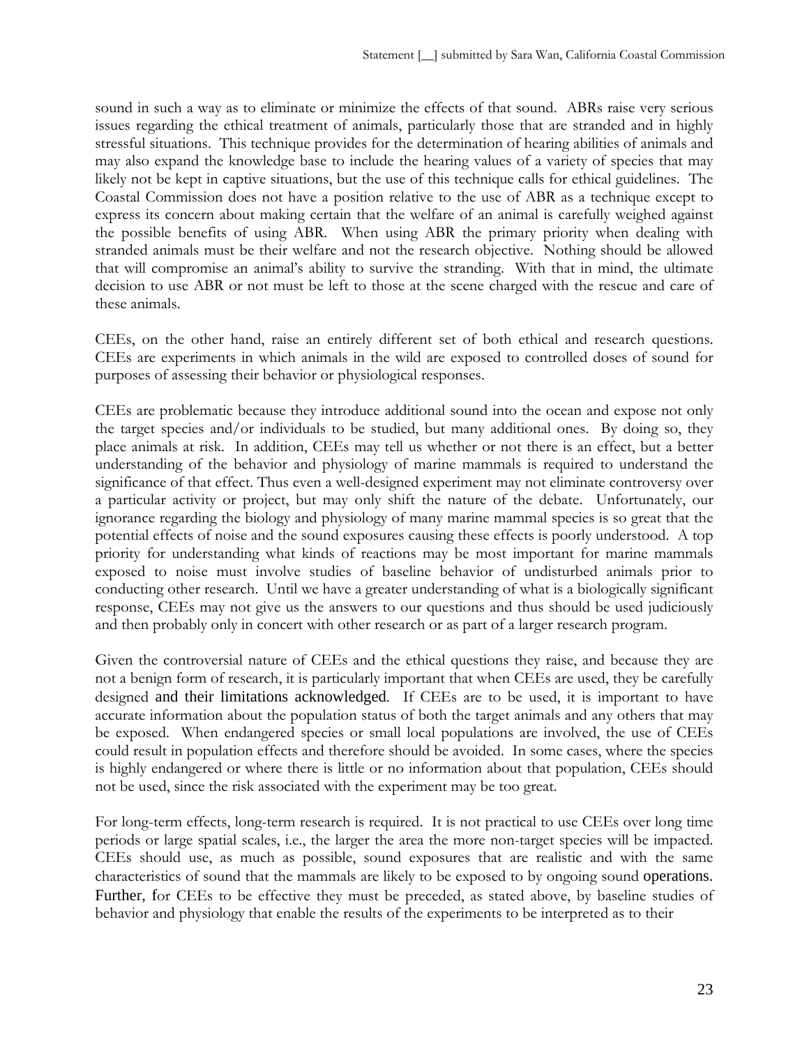sound in such a way as to eliminate or minimize the effects of that sound. ABRs raise very serious issues regarding the ethical treatment of animals, particularly those that are stranded and in highly stressful situations. This technique provides for the determination of hearing abilities of animals and may also expand the knowledge base to include the hearing values of a variety of species that may likely not be kept in captive situations, but the use of this technique calls for ethical guidelines. The Coastal Commission does not have a position relative to the use of ABR as a technique except to express its concern about making certain that the welfare of an animal is carefully weighed against the possible benefits of using ABR. When using ABR the primary priority when dealing with stranded animals must be their welfare and not the research objective. Nothing should be allowed that will compromise an animal's ability to survive the stranding. With that in mind, the ultimate decision to use ABR or not must be left to those at the scene charged with the rescue and care of these animals.

CEEs, on the other hand, raise an entirely different set of both ethical and research questions. CEEs are experiments in which animals in the wild are exposed to controlled doses of sound for purposes of assessing their behavior or physiological responses.

CEEs are problematic because they introduce additional sound into the ocean and expose not only the target species and/or individuals to be studied, but many additional ones. By doing so, they place animals at risk. In addition, CEEs may tell us whether or not there is an effect, but a better understanding of the behavior and physiology of marine mammals is required to understand the significance of that effect. Thus even a well-designed experiment may not eliminate controversy over a particular activity or project, but may only shift the nature of the debate. Unfortunately, our ignorance regarding the biology and physiology of many marine mammal species is so great that the potential effects of noise and the sound exposures causing these effects is poorly understood. A top priority for understanding what kinds of reactions may be most important for marine mammals exposed to noise must involve studies of baseline behavior of undisturbed animals prior to conducting other research. Until we have a greater understanding of what is a biologically significant response, CEEs may not give us the answers to our questions and thus should be used judiciously and then probably only in concert with other research or as part of a larger research program.

Given the controversial nature of CEEs and the ethical questions they raise, and because they are not a benign form of research, it is particularly important that when CEEs are used, they be carefully designed and their limitations acknowledged. If CEEs are to be used, it is important to have accurate information about the population status of both the target animals and any others that may be exposed. When endangered species or small local populations are involved, the use of CEEs could result in population effects and therefore should be avoided. In some cases, where the species is highly endangered or where there is little or no information about that population, CEEs should not be used, since the risk associated with the experiment may be too great.

For long-term effects, long-term research is required. It is not practical to use CEEs over long time periods or large spatial scales, i.e., the larger the area the more non-target species will be impacted. CEEs should use, as much as possible, sound exposures that are realistic and with the same characteristics of sound that the mammals are likely to be exposed to by ongoing sound operations. Further, for CEEs to be effective they must be preceded, as stated above, by baseline studies of behavior and physiology that enable the results of the experiments to be interpreted as to their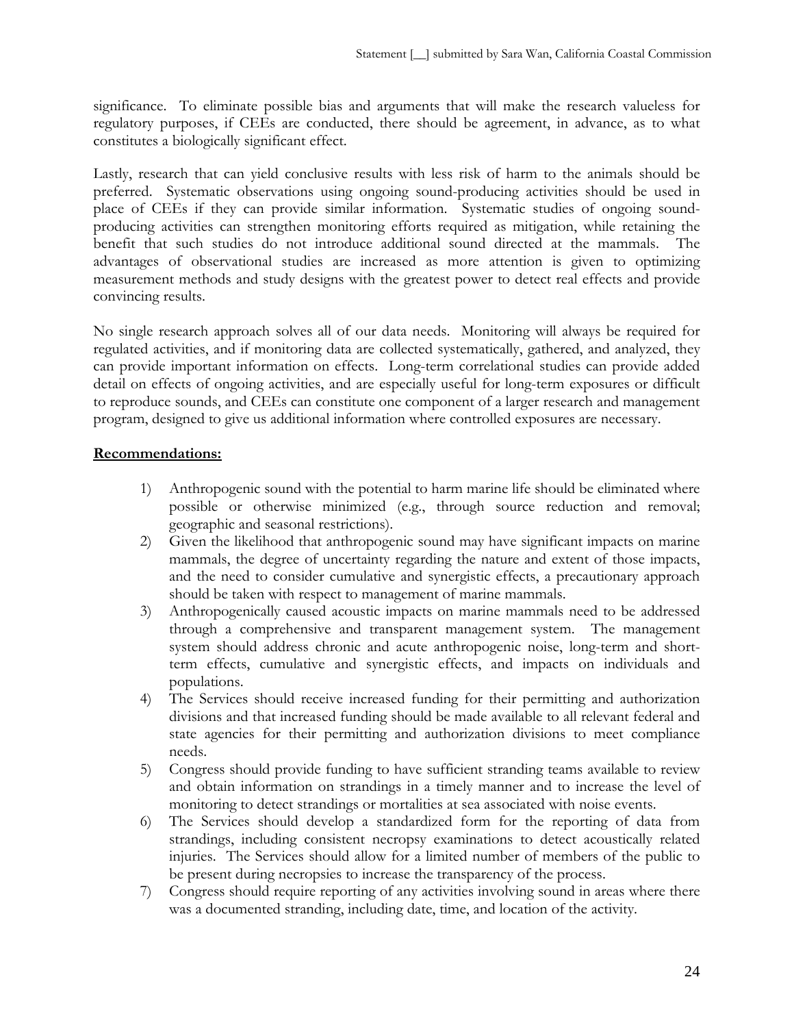significance. To eliminate possible bias and arguments that will make the research valueless for regulatory purposes, if CEEs are conducted, there should be agreement, in advance, as to what constitutes a biologically significant effect.

Lastly, research that can yield conclusive results with less risk of harm to the animals should be preferred. Systematic observations using ongoing sound-producing activities should be used in place of CEEs if they can provide similar information. Systematic studies of ongoing sound-producing activities can strengthen monitoring efforts required as mitigation, while retaining the benefit that such studies do not introduce additional sound directed at the mammals. The advantages of observational studies are increased as more attention is given to optimizing measurement methods and study designs with the greatest power to detect real effects and provide convincing results.

No single research approach solves all of our data needs. Monitoring will always be required for regulated activities, and if monitoring data are collected systematically, gathered, and analyzed, they can provide important information on effects. Long-term correlational studies can provide added detail on effects of ongoing activities, and are especially useful for long-term exposures or difficult to reproduce sounds, and CEEs can constitute one component of a larger research and management program, designed to give us additional information where controlled exposures are necessary.

**Recommendations:**

1) Anthropogenic sound with the potential to harm marine life should be eliminated where possible or otherwise minimized (e.g., through source reduction and removal; geographic and seasonal restrictions).
2) Given the likelihood that anthropogenic sound may have significant impacts on marine mammals, the degree of uncertainty regarding the nature and extent of those impacts, and the need to consider cumulative and synergistic effects, a precautionary approach should be taken with respect to management of marine mammals.
3) Anthropogenically caused acoustic impacts on marine mammals need to be addressed through a comprehensive and transparent management system. The management system should address chronic and acute anthropogenic noise, long-term and short-term effects, cumulative and synergistic effects, and impacts on individuals and populations.
4) The Services should receive increased funding for their permitting and authorization divisions and that increased funding should be made available to all relevant federal and state agencies for their permitting and authorization divisions to meet compliance needs.
5) Congress should provide funding to have sufficient stranding teams available to review and obtain information on strandings in a timely manner and to increase the level of monitoring to detect strandings or mortalities at sea associated with noise events.
6) The Services should develop a standardized form for the reporting of data from strandings, including consistent necropsy examinations to detect acoustically related injuries. The Services should allow for a limited number of members of the public to be present during necropsies to increase the transparency of the process.
7) Congress should require reporting of any activities involving sound in areas where there was a documented stranding, including date, time, and location of the activity.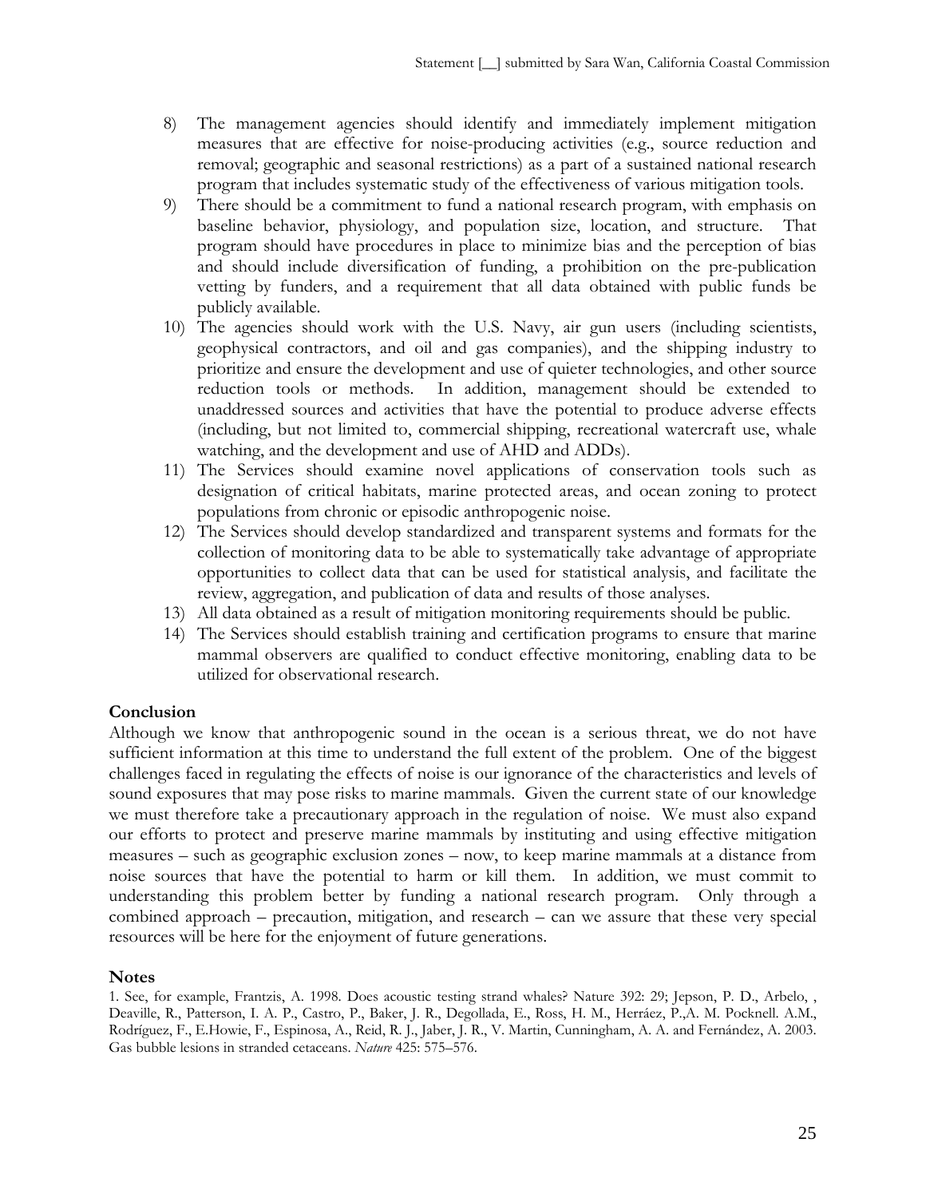8) The management agencies should identify and immediately implement mitigation measures that are effective for noise-producing activities (e.g., source reduction and removal; geographic and seasonal restrictions) as a part of a sustained national research program that includes systematic study of the effectiveness of various mitigation tools.
9) There should be a commitment to fund a national research program, with emphasis on baseline behavior, physiology, and population size, location, and structure. That program should have procedures in place to minimize bias and the perception of bias and should include diversification of funding, a prohibition on the pre-publication vetting by funders, and a requirement that all data obtained with public funds be publicly available.
10) The agencies should work with the U.S. Navy, air gun users (including scientists, geophysical contractors, and oil and gas companies), and the shipping industry to prioritize and ensure the development and use of quieter technologies, and other source reduction tools or methods. In addition, management should be extended to unaddressed sources and activities that have the potential to produce adverse effects (including, but not limited to, commercial shipping, recreational watercraft use, whale watching, and the development and use of AHD and ADDs).
11) The Services should examine novel applications of conservation tools such as designation of critical habitats, marine protected areas, and ocean zoning to protect populations from chronic or episodic anthropogenic noise.
12) The Services should develop standardized and transparent systems and formats for the collection of monitoring data to be able to systematically take advantage of appropriate opportunities to collect data that can be used for statistical analysis, and facilitate the review, aggregation, and publication of data and results of those analyses.
13) All data obtained as a result of mitigation monitoring requirements should be public.
14) The Services should establish training and certification programs to ensure that marine mammal observers are qualified to conduct effective monitoring, enabling data to be utilized for observational research.

### Conclusion

Although we know that anthropogenic sound in the ocean is a serious threat, we do not have sufficient information at this time to understand the full extent of the problem. One of the biggest challenges faced in regulating the effects of noise is our ignorance of the characteristics and levels of sound exposures that may pose risks to marine mammals. Given the current state of our knowledge we must therefore take a precautionary approach in the regulation of noise. We must also expand our efforts to protect and preserve marine mammals by instituting and using effective mitigation measures – such as geographic exclusion zones – now, to keep marine mammals at a distance from noise sources that have the potential to harm or kill them. In addition, we must commit to understanding this problem better by funding a national research program. Only through a combined approach – precaution, mitigation, and research – can we assure that these very special resources will be here for the enjoyment of future generations.

### Notes

1. See, for example, Frantzis, A. 1998. Does acoustic testing strand whales? Nature 392: 29; Jepson, P. D., Arbelo, , Deaville, R., Patterson, I. A. P., Castro, P., Baker, J. R., Degollada, E., Ross, H. M., Herráez, P.,A. M. Pocknell. A.M., Rodríguez, F., E.Howie, F., Espinosa, A., Reid, R. J., Jaber, J. R., V. Martin, Cunningham, A. A. and Fernández, A. 2003. Gas bubble lesions in stranded cetaceans. *Nature* 425: 575–576.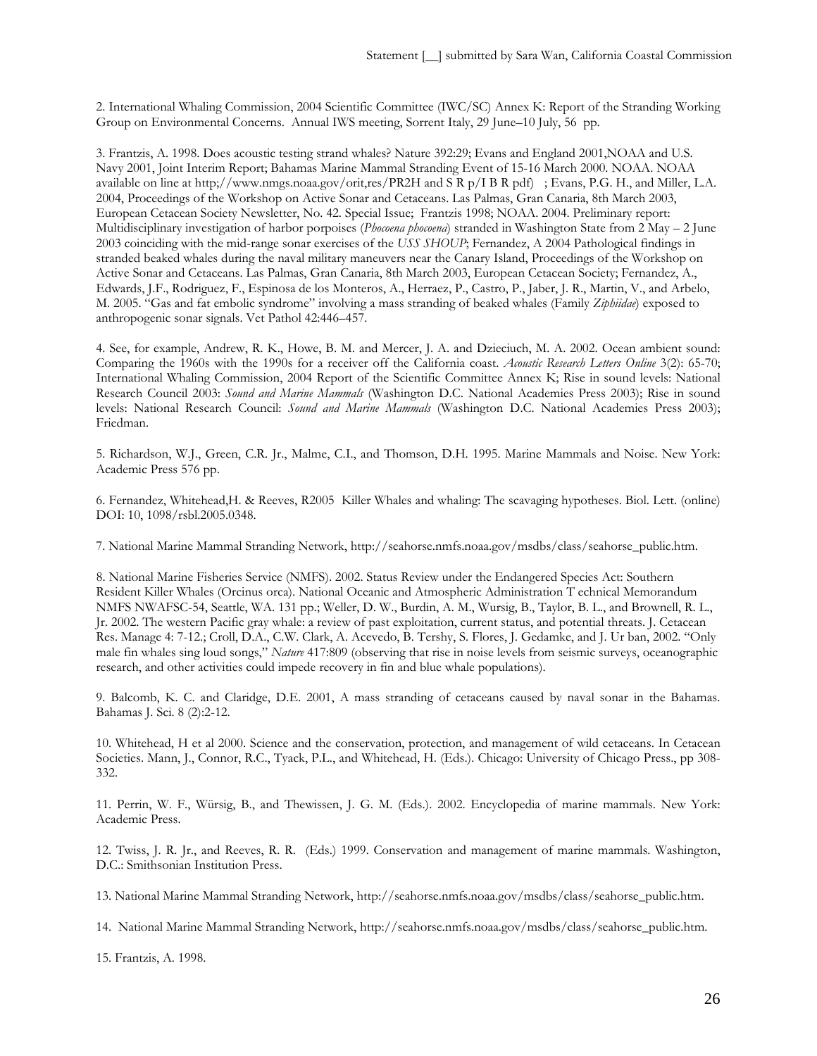2. International Whaling Commission, 2004 Scientific Committee (IWC/SC) Annex K: Report of the Stranding Working Group on Environmental Concerns. Annual IWS meeting, Sorrent Italy, 29 June–10 July, 56 pp.

3. Frantzis, A. 1998. Does acoustic testing strand whales? Nature 392:29; Evans and England 2001,NOAA and U.S. Navy 2001, Joint Interim Report; Bahamas Marine Mammal Stranding Event of 15-16 March 2000. NOAA. NOAA available on line at http;//www.nmgs.noaa.gov/orit,res/PR2H and S R p/I B R pdf) ; Evans, P.G. H., and Miller, L.A. 2004, Proceedings of the Workshop on Active Sonar and Cetaceans. Las Palmas, Gran Canaria, 8th March 2003, European Cetacean Society Newsletter, No. 42. Special Issue; Frantzis 1998; NOAA. 2004. Preliminary report: Multidisciplinary investigation of harbor porpoises (*Phocoena phocoena*) stranded in Washington State from 2 May – 2 June 2003 coinciding with the mid-range sonar exercises of the *USS SHOUP*; Fernandez, A 2004 Pathological findings in stranded beaked whales during the naval military maneuvers near the Canary Island, Proceedings of the Workshop on Active Sonar and Cetaceans. Las Palmas, Gran Canaria, 8th March 2003, European Cetacean Society; Fernandez, A., Edwards, J.F., Rodriguez, F., Espinosa de los Monteros, A., Herraez, P., Castro, P., Jaber, J. R., Martin, V., and Arbelo, M. 2005. "Gas and fat embolic syndrome" involving a mass stranding of beaked whales (Family *Ziphiidae*) exposed to anthropogenic sonar signals. Vet Pathol 42:446–457.

4. See, for example, Andrew, R. K., Howe, B. M. and Mercer, J. A. and Dzieciuch, M. A. 2002. Ocean ambient sound: Comparing the 1960s with the 1990s for a receiver off the California coast. *Acoustic Research Letters Online* 3(2): 65-70; International Whaling Commission, 2004 Report of the Scientific Committee Annex K; Rise in sound levels: National Research Council 2003: *Sound and Marine Mammals* (Washington D.C. National Academies Press 2003); Rise in sound levels: National Research Council: *Sound and Marine Mammals* (Washington D.C. National Academies Press 2003); Friedman.

5. Richardson, W.J., Green, C.R. Jr., Malme, C.I., and Thomson, D.H. 1995. Marine Mammals and Noise. New York: Academic Press 576 pp.

6. Fernandez, Whitehead,H. & Reeves, R2005 Killer Whales and whaling: The scavaging hypotheses. Biol. Lett. (online) DOI: 10, 1098/rsbl.2005.0348.

7. National Marine Mammal Stranding Network, http://seahorse.nmfs.noaa.gov/msdbs/class/seahorse_public.htm.

8. National Marine Fisheries Service (NMFS). 2002. Status Review under the Endangered Species Act: Southern Resident Killer Whales (Orcinus orca). National Oceanic and Atmospheric Administration T echnical Memorandum NMFS NWAFSC-54, Seattle, WA. 131 pp.; Weller, D. W., Burdin, A. M., Wursig, B., Taylor, B. L., and Brownell, R. L., Jr. 2002. The western Pacific gray whale: a review of past exploitation, current status, and potential threats. J. Cetacean Res. Manage 4: 7-12.; Croll, D.A., C.W. Clark, A. Acevedo, B. Tershy, S. Flores, J. Gedamke, and J. Ur ban, 2002. "Only male fin whales sing loud songs," *Nature* 417:809 (observing that rise in noise levels from seismic surveys, oceanographic research, and other activities could impede recovery in fin and blue whale populations).

9. Balcomb, K. C. and Claridge, D.E. 2001, A mass stranding of cetaceans caused by naval sonar in the Bahamas. Bahamas J. Sci. 8 (2):2-12.

10. Whitehead, H et al 2000. Science and the conservation, protection, and management of wild cetaceans. In Cetacean Societies. Mann, J., Connor, R.C., Tyack, P.L., and Whitehead, H. (Eds.). Chicago: University of Chicago Press., pp 308-332.

11. Perrin, W. F., Würsig, B., and Thewissen, J. G. M. (Eds.). 2002. Encyclopedia of marine mammals. New York: Academic Press.

12. Twiss, J. R. Jr., and Reeves, R. R. (Eds.) 1999. Conservation and management of marine mammals. Washington, D.C.: Smithsonian Institution Press.

13. National Marine Mammal Stranding Network, http://seahorse.nmfs.noaa.gov/msdbs/class/seahorse_public.htm.

14. National Marine Mammal Stranding Network, http://seahorse.nmfs.noaa.gov/msdbs/class/seahorse_public.htm.

15. Frantzis, A. 1998.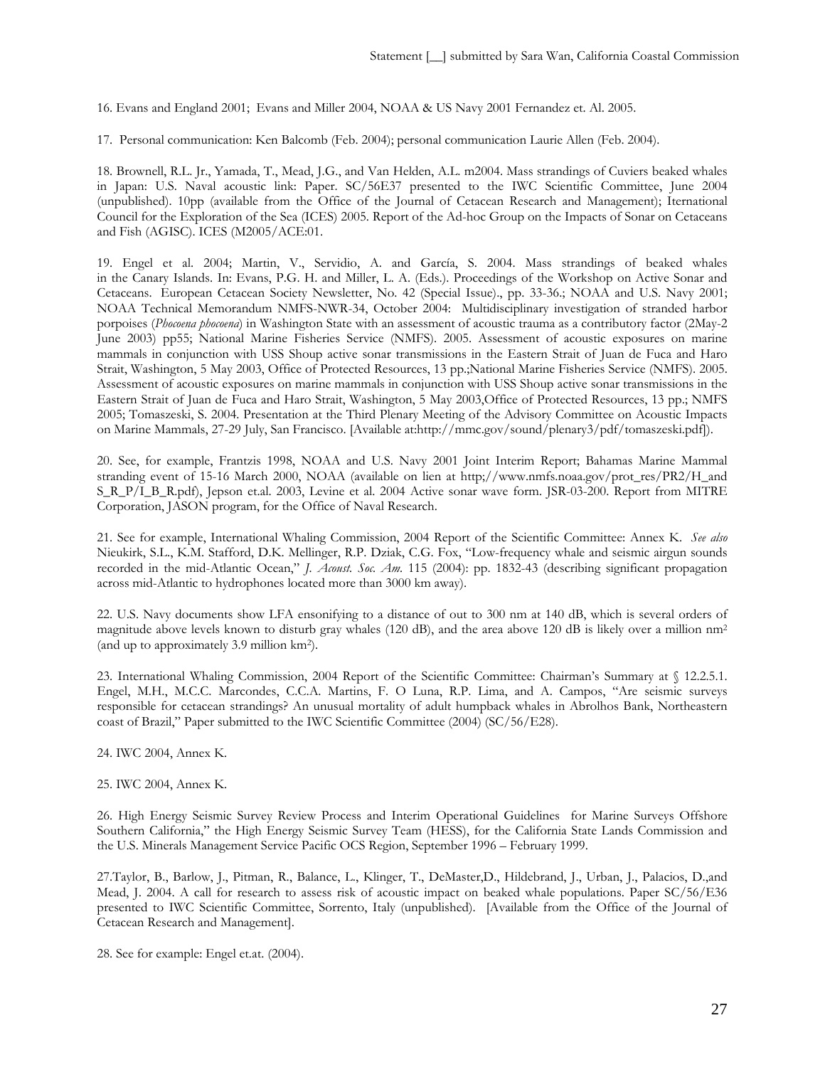16. Evans and England 2001; Evans and Miller 2004, NOAA & US Navy 2001 Fernandez et. Al. 2005.

17. Personal communication: Ken Balcomb (Feb. 2004); personal communication Laurie Allen (Feb. 2004).

18. Brownell, R.L. Jr., Yamada, T., Mead, J.G., and Van Helden, A.L. m2004. Mass strandings of Cuviers beaked whales in Japan: U.S. Naval acoustic link: Paper. SC/56E37 presented to the IWC Scientific Committee, June 2004 (unpublished). 10pp (available from the Office of the Journal of Cetacean Research and Management); Iternational Council for the Exploration of the Sea (ICES) 2005. Report of the Ad-hoc Group on the Impacts of Sonar on Cetaceans and Fish (AGISC). ICES (M2005/ACE:01.

19. Engel et al. 2004; Martin, V., Servidio, A. and García, S. 2004. Mass strandings of beaked whales in the Canary Islands. In: Evans, P.G. H. and Miller, L. A. (Eds.). Proceedings of the Workshop on Active Sonar and Cetaceans. European Cetacean Society Newsletter, No. 42 (Special Issue)., pp. 33-36.; NOAA and U.S. Navy 2001; NOAA Technical Memorandum NMFS-NWR-34, October 2004: Multidisciplinary investigation of stranded harbor porpoises (*Phocoena phocoena*) in Washington State with an assessment of acoustic trauma as a contributory factor (2May-2 June 2003) pp55; National Marine Fisheries Service (NMFS). 2005. Assessment of acoustic exposures on marine mammals in conjunction with USS Shoup active sonar transmissions in the Eastern Strait of Juan de Fuca and Haro Strait, Washington, 5 May 2003, Office of Protected Resources, 13 pp.;National Marine Fisheries Service (NMFS). 2005. Assessment of acoustic exposures on marine mammals in conjunction with USS Shoup active sonar transmissions in the Eastern Strait of Juan de Fuca and Haro Strait, Washington, 5 May 2003,Office of Protected Resources, 13 pp.; NMFS 2005; Tomaszeski, S. 2004. Presentation at the Third Plenary Meeting of the Advisory Committee on Acoustic Impacts on Marine Mammals, 27-29 July, San Francisco. [Available at:http://mmc.gov/sound/plenary3/pdf/tomaszeski.pdf]).

20. See, for example, Frantzis 1998, NOAA and U.S. Navy 2001 Joint Interim Report; Bahamas Marine Mammal stranding event of 15-16 March 2000, NOAA (available on lien at http;//www.nmfs.noaa.gov/prot_res/PR2/H_and S_R_P/I_B_R.pdf), Jepson et.al. 2003, Levine et al. 2004 Active sonar wave form. JSR-03-200. Report from MITRE Corporation, JASON program, for the Office of Naval Research.

21. See for example, International Whaling Commission, 2004 Report of the Scientific Committee: Annex K. *See also* Nieukirk, S.L., K.M. Stafford, D.K. Mellinger, R.P. Dziak, C.G. Fox, "Low-frequency whale and seismic airgun sounds recorded in the mid-Atlantic Ocean," *J. Acoust. Soc. Am.* 115 (2004): pp. 1832-43 (describing significant propagation across mid-Atlantic to hydrophones located more than 3000 km away).

22. U.S. Navy documents show LFA ensonifying to a distance of out to 300 nm at 140 dB, which is several orders of magnitude above levels known to disturb gray whales (120 dB), and the area above 120 dB is likely over a million $nm^2$ (and up to approximately 3.9 million $km^2$).

23. International Whaling Commission, 2004 Report of the Scientific Committee: Chairman's Summary at § 12.2.5.1. Engel, M.H., M.C.C. Marcondes, C.C.A. Martins, F. O Luna, R.P. Lima, and A. Campos, "Are seismic surveys responsible for cetacean strandings? An unusual mortality of adult humpback whales in Abrolhos Bank, Northeastern coast of Brazil," Paper submitted to the IWC Scientific Committee (2004) (SC/56/E28).

24. IWC 2004, Annex K.

25. IWC 2004, Annex K.

26. High Energy Seismic Survey Review Process and Interim Operational Guidelines for Marine Surveys Offshore Southern California," the High Energy Seismic Survey Team (HESS), for the California State Lands Commission and the U.S. Minerals Management Service Pacific OCS Region, September 1996 – February 1999.

27.Taylor, B., Barlow, J., Pitman, R., Balance, L., Klinger, T., DeMaster,D., Hildebrand, J., Urban, J., Palacios, D.,and Mead, J. 2004. A call for research to assess risk of acoustic impact on beaked whale populations. Paper SC/56/E36 presented to IWC Scientific Committee, Sorrento, Italy (unpublished). [Available from the Office of the Journal of Cetacean Research and Management].

28. See for example: Engel et.at. (2004).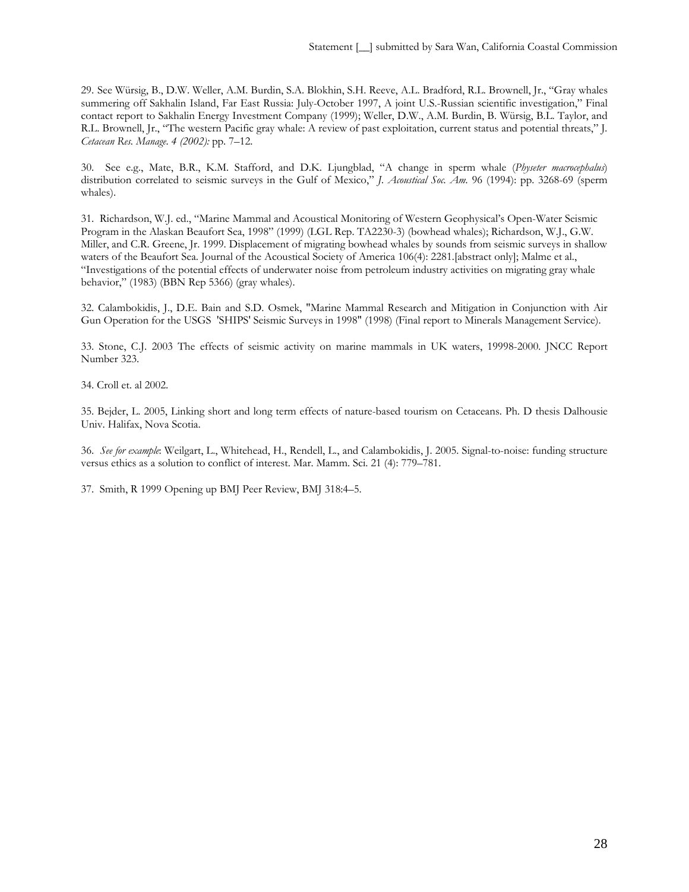29. See Würsig, B., D.W. Weller, A.M. Burdin, S.A. Blokhin, S.H. Reeve, A.L. Bradford, R.L. Brownell, Jr., "Gray whales summering off Sakhalin Island, Far East Russia: July-October 1997, A joint U.S.-Russian scientific investigation," Final contact report to Sakhalin Energy Investment Company (1999); Weller, D.W., A.M. Burdin, B. Würsig, B.L. Taylor, and R.L. Brownell, Jr., "The western Pacific gray whale: A review of past exploitation, current status and potential threats," J. *Cetacean Res. Manage. 4 (2002):* pp. 7–12.

30. See e.g., Mate, B.R., K.M. Stafford, and D.K. Ljungblad, "A change in sperm whale (*Physeter macrocephalus*) distribution correlated to seismic surveys in the Gulf of Mexico," *J. Acoustical Soc. Am.* 96 (1994): pp. 3268-69 (sperm whales).

31. Richardson, W.J. ed., "Marine Mammal and Acoustical Monitoring of Western Geophysical's Open-Water Seismic Program in the Alaskan Beaufort Sea, 1998" (1999) (LGL Rep. TA2230-3) (bowhead whales); Richardson, W.J., G.W. Miller, and C.R. Greene, Jr. 1999. Displacement of migrating bowhead whales by sounds from seismic surveys in shallow waters of the Beaufort Sea. Journal of the Acoustical Society of America 106(4): 2281.[abstract only]; Malme et al., "Investigations of the potential effects of underwater noise from petroleum industry activities on migrating gray whale behavior," (1983) (BBN Rep 5366) (gray whales).

32. Calambokidis, J., D.E. Bain and S.D. Osmek, "Marine Mammal Research and Mitigation in Conjunction with Air Gun Operation for the USGS 'SHIPS' Seismic Surveys in 1998" (1998) (Final report to Minerals Management Service).

33. Stone, C.J. 2003 The effects of seismic activity on marine mammals in UK waters, 19998-2000. JNCC Report Number 323.

34. Croll et. al 2002.

35. Bejder, L. 2005, Linking short and long term effects of nature-based tourism on Cetaceans. Ph. D thesis Dalhousie Univ. Halifax, Nova Scotia.

36. *See for example*: Weilgart, L., Whitehead, H., Rendell, L., and Calambokidis, J. 2005. Signal-to-noise: funding structure versus ethics as a solution to conflict of interest. Mar. Mamm. Sci. 21 (4): 779–781.

37. Smith, R 1999 Opening up BMJ Peer Review, BMJ 318:4–5.